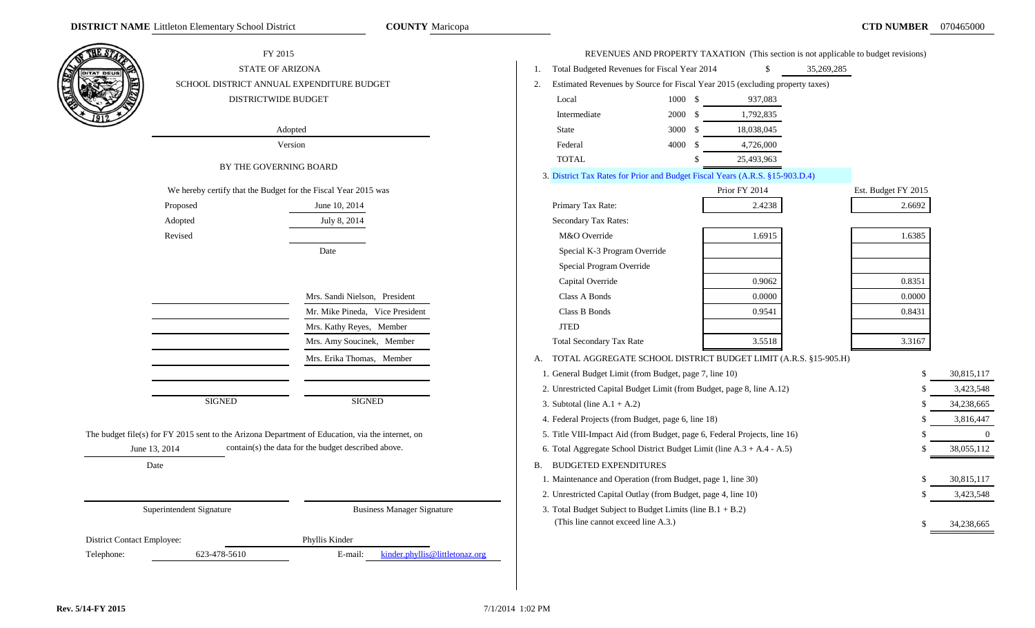**DISTRICT NAME** Littleton Elementary School District **COUNTY** Maricopa **CTD NUMBER** 070465000

# FY 2015
## STATE OF ARIZONA
## SCHOOL DISTRICT ANNUAL EXPENDITURE BUDGET
## DISTRICTWIDE BUDGET

Adopted

Version

BY THE GOVERNING BOARD

We hereby certify that the Budget for the Fiscal Year 2015 was

| | Date |
|---|---|
| Proposed | June 10, 2014 |
| Adopted | July 8, 2014 |
| Revised | |

| SIGNED | SIGNED |
|---|---|
| | Mrs. Sandi Nielson, President |
| | Mr. Mike Pineda, Vice President |
| | Mrs. Kathy Reyes, Member |
| | Mrs. Amy Soucinek, Member |
| | Mrs. Erika Thomas, Member |

The budget file(s) for FY 2015 sent to the Arizona Department of Education, via the internet, on June 13, 2014 contain(s) the data for the budget described above.

Date

Superintendent Signature

Business Manager Signature

District Contact Employee: Phyllis Kinder

Telephone: 623-478-5610 E-mail: kinder.phyllis@littletonaz.org

REVENUES AND PROPERTY TAXATION (This section is not applicable to budget revisions)

1. Total Budgeted Revenues for Fiscal Year 2014 $ 35,269,285
2. Estimated Revenues by Source for Fiscal Year 2015 (excluding property taxes)

| Source | Code | Amount |
|---|---|---|
| Local | 1000 | $ 937,083 |
| Intermediate | 2000 | $ 1,792,835 |
| State | 3000 | $ 18,038,045 |
| Federal | 4000 | $ 4,726,000 |
| TOTAL | | $ 25,493,963 |

3. District Tax Rates for Prior and Budget Fiscal Years (A.R.S. §15-903.D.4)

| | Prior FY 2014 | Est. Budget FY 2015 |
|---|---|---|
| Primary Tax Rate: | 2.4238 | 2.6692 |
| Secondary Tax Rates: | | |
| M&O Override | 1.6915 | 1.6385 |
| Special K-3 Program Override | | |
| Special Program Override | | |
| Capital Override | 0.9062 | 0.8351 |
| Class A Bonds | 0.0000 | 0.0000 |
| Class B Bonds | 0.9541 | 0.8431 |
| JTED | | |
| Total Secondary Tax Rate | 3.5518 | 3.3167 |

A. TOTAL AGGREGATE SCHOOL DISTRICT BUDGET LIMIT (A.R.S. §15-905.H)

| | |
|---|---|
| 1. General Budget Limit (from Budget, page 7, line 10) | $ 30,815,117 |
| 2. Unrestricted Capital Budget Limit (from Budget, page 8, line A.12) | $ 3,423,548 |
| 3. Subtotal (line A.1 + A.2) | $ 34,238,665 |
| 4. Federal Projects (from Budget, page 6, line 18) | $ 3,816,447 |
| 5. Title VIII-Impact Aid (from Budget, page 6, Federal Projects, line 16) | $ 0 |
| 6. Total Aggregate School District Budget Limit (line A.3 + A.4 - A.5) | $ 38,055,112 |

B. BUDGETED EXPENDITURES

| | |
|---|---|
| 1. Maintenance and Operation (from Budget, page 1, line 30) | $ 30,815,117 |
| 2. Unrestricted Capital Outlay (from Budget, page 4, line 10) | $ 3,423,548 |
| 3. Total Budget Subject to Budget Limits (line B.1 + B.2) (This line cannot exceed line A.3.) | $ 34,238,665 |

Rev. 5/14-FY 2015 7/1/2014 1:02 PM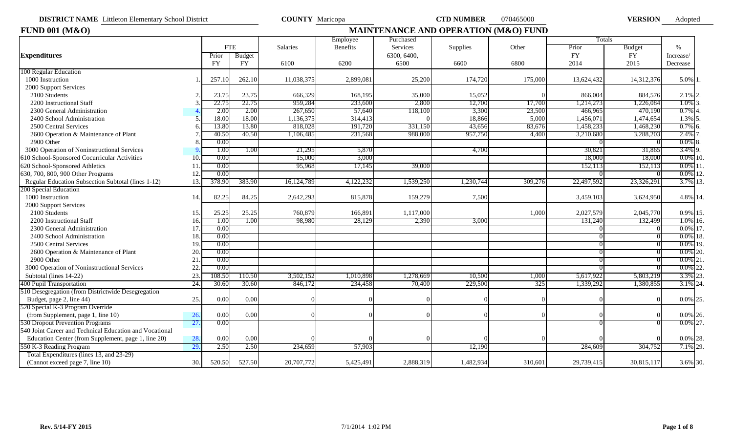**DISTRICT NAME** Littleton Elementary School District **COUNTY** Maricopa **CTD NUMBER** 070465000 **VERSION** Adopted

## FUND 001 (M&O) — MAINTENANCE AND OPERATION (M&O) FUND

| Expenditures | | FTE Prior FY | FTE Budget FY | Salaries 6100 | Employee Benefits 6200 | Purchased Services 6300, 6400, 6500 | Supplies 6600 | Other 6800 | Totals Prior FY 2014 | Totals Budget FY 2015 | % Increase/ Decrease | |
|---|---|---|---|---|---|---|---|---|---|---|---|---|
| **100 Regular Education** | | | | | | | | | | | | |
| 1000 Instruction | 1. | 257.10 | 262.10 | 11,038,375 | 2,899,081 | 25,200 | 174,720 | 175,000 | 13,624,432 | 14,312,376 | 5.0% | 1. |
| 2000 Support Services | | | | | | | | | | | | |
| 2100 Students | 2. | 23.75 | 23.75 | 666,329 | 168,195 | 35,000 | 15,052 | 0 | 866,004 | 884,576 | 2.1% | 2. |
| 2200 Instructional Staff | 3. | 22.75 | 22.75 | 959,284 | 233,600 | 2,800 | 12,700 | 17,700 | 1,214,273 | 1,226,084 | 1.0% | 3. |
| 2300 General Administration | 4. | 2.00 | 2.00 | 267,650 | 57,640 | 118,100 | 3,300 | 23,500 | 466,965 | 470,190 | 0.7% | 4. |
| 2400 School Administration | 5. | 18.00 | 18.00 | 1,136,375 | 314,413 | 0 | 18,866 | 5,000 | 1,456,071 | 1,474,654 | 1.3% | 5. |
| 2500 Central Services | 6. | 13.80 | 13.80 | 818,028 | 191,720 | 331,150 | 43,656 | 83,676 | 1,458,233 | 1,468,230 | 0.7% | 6. |
| 2600 Operation & Maintenance of Plant | 7. | 40.50 | 40.50 | 1,106,485 | 231,568 | 988,000 | 957,750 | 4,400 | 3,210,680 | 3,288,203 | 2.4% | 7. |
| 2900 Other | 8. | 0.00 | | | | | | | 0 | 0 | 0.0% | 8. |
| 3000 Operation of Noninstructional Services | 9. | 1.00 | 1.00 | 21,295 | 5,870 | | 4,700 | | 30,821 | 31,865 | 3.4% | 9. |
| 610 School-Sponsored Cocurricular Activities | 10. | 0.00 | | 15,000 | 3,000 | | | | 18,000 | 18,000 | 0.0% | 10. |
| 620 School-Sponsored Athletics | 11. | 0.00 | | 95,968 | 17,145 | 39,000 | | | 152,113 | 152,113 | 0.0% | 11. |
| 630, 700, 800, 900 Other Programs | 12. | 0.00 | | | | | | | 0 | 0 | 0.0% | 12. |
| Regular Education Subsection Subtotal (lines 1-12) | 13. | 378.90 | 383.90 | 16,124,789 | 4,122,232 | 1,539,250 | 1,230,744 | 309,276 | 22,497,592 | 23,326,291 | 3.7% | 13. |
| **200 Special Education** | | | | | | | | | | | | |
| 1000 Instruction | 14. | 82.25 | 84.25 | 2,642,293 | 815,878 | 159,279 | 7,500 | | 3,459,103 | 3,624,950 | 4.8% | 14. |
| 2000 Support Services | | | | | | | | | | | | |
| 2100 Students | 15. | 25.25 | 25.25 | 760,879 | 166,891 | 1,117,000 | | 1,000 | 2,027,579 | 2,045,770 | 0.9% | 15. |
| 2200 Instructional Staff | 16. | 1.00 | 1.00 | 98,980 | 28,129 | 2,390 | 3,000 | | 131,240 | 132,499 | 1.0% | 16. |
| 2300 General Administration | 17. | 0.00 | | | | | | | 0 | 0 | 0.0% | 17. |
| 2400 School Administration | 18. | 0.00 | | | | | | | 0 | 0 | 0.0% | 18. |
| 2500 Central Services | 19. | 0.00 | | | | | | | 0 | 0 | 0.0% | 19. |
| 2600 Operation & Maintenance of Plant | 20. | 0.00 | | | | | | | 0 | 0 | 0.0% | 20. |
| 2900 Other | 21. | 0.00 | | | | | | | 0 | 0 | 0.0% | 21. |
| 3000 Operation of Noninstructional Services | 22. | 0.00 | | | | | | | 0 | 0 | 0.0% | 22. |
| Subtotal (lines 14-22) | 23. | 108.50 | 110.50 | 3,502,152 | 1,010,898 | 1,278,669 | 10,500 | 1,000 | 5,617,922 | 5,803,219 | 3.3% | 23. |
| 400 Pupil Transportation | 24. | 30.60 | 30.60 | 846,172 | 234,458 | 70,400 | 229,500 | 325 | 1,339,292 | 1,380,855 | 3.1% | 24. |
| 510 Desegregation (from Districtwide Desegregation Budget, page 2, line 44) | 25. | 0.00 | 0.00 | 0 | 0 | 0 | 0 | 0 | 0 | 0 | 0.0% | 25. |
| 520 Special K-3 Program Override (from Supplement, page 1, line 10) | 26. | 0.00 | 0.00 | 0 | 0 | 0 | 0 | 0 | 0 | 0 | 0.0% | 26. |
| 530 Dropout Prevention Programs | 27. | 0.00 | | | | | | | 0 | 0 | 0.0% | 27. |
| 540 Joint Career and Technical Education and Vocational Education Center (from Supplement, page 1, line 20) | 28. | 0.00 | 0.00 | 0 | 0 | 0 | 0 | 0 | 0 | 0 | 0.0% | 28. |
| 550 K-3 Reading Program | 29. | 2.50 | 2.50 | 234,659 | 57,903 | | 12,190 | | 284,609 | 304,752 | 7.1% | 29. |
| Total Expenditures (lines 13, and 23-29) (Cannot exceed page 7, line 10) | 30. | 520.50 | 527.50 | 20,707,772 | 5,425,491 | 2,888,319 | 1,482,934 | 310,601 | 29,739,415 | 30,815,117 | 3.6% | 30. |

Rev. 5/14-FY 2015 7/1/2014 1:02 PM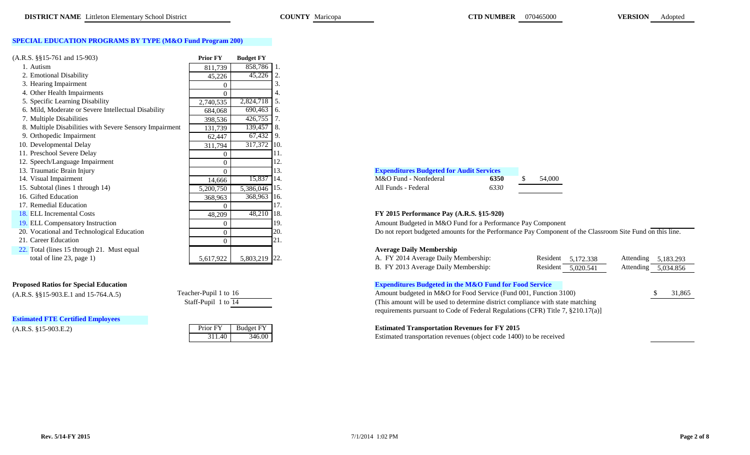**DISTRICT NAME** Littleton Elementary School District **COUNTY** Maricopa **CTD NUMBER** 070465000 **VERSION** Adopted

## SPECIAL EDUCATION PROGRAMS BY TYPE (M&O Fund Program 200)

| (A.R.S. §§15-761 and 15-903) | Prior FY | Budget FY | |
|---|---|---|---|
| 1. Autism | 811,739 | 858,786 | 1. |
| 2. Emotional Disability | 45,226 | 45,226 | 2. |
| 3. Hearing Impairment | 0 | | 3. |
| 4. Other Health Impairments | 0 | | 4. |
| 5. Specific Learning Disability | 2,740,535 | 2,824,718 | 5. |
| 6. Mild, Moderate or Severe Intellectual Disability | 684,068 | 690,463 | 6. |
| 7. Multiple Disabilities | 398,536 | 426,755 | 7. |
| 8. Multiple Disabilities with Severe Sensory Impairment | 131,739 | 139,457 | 8. |
| 9. Orthopedic Impairment | 62,447 | 67,432 | 9. |
| 10. Developmental Delay | 311,794 | 317,372 | 10. |
| 11. Preschool Severe Delay | 0 | | 11. |
| 12. Speech/Language Impairment | 0 | | 12. |
| 13. Traumatic Brain Injury | 0 | | 13. |
| 14. Visual Impairment | 14,666 | 15,837 | 14. |
| 15. Subtotal (lines 1 through 14) | 5,200,750 | 5,386,046 | 15. |
| 16. Gifted Education | 368,963 | 368,963 | 16. |
| 17. Remedial Education | 0 | | 17. |
| 18. ELL Incremental Costs | 48,209 | 48,210 | 18. |
| 19. ELL Compensatory Instruction | 0 | | 19. |
| 20. Vocational and Technological Education | 0 | | 20. |
| 21. Career Education | 0 | | 21. |
| 22. Total (lines 15 through 21. Must equal total of line 23, page 1) | 5,617,922 | 5,803,219 | 22. |

### Proposed Ratios for Special Education

(A.R.S. §§15-903.E.1 and 15-764.A.5)

Teacher-Pupil 1 to 16

Staff-Pupil 1 to 14

### Estimated FTE Certified Employees

| (A.R.S. §15-903.E.2) | Prior FY | Budget FY |
|---|---|---|
| | 311.40 | 346.00 |

### Expenditures Budgeted for Audit Services

| | | |
|---|---|---|
| M&O Fund - Nonfederal | 6350 | $ 54,000 |
| All Funds - Federal | *6330* | |

### FY 2015 Performance Pay (A.R.S. §15-920)

Amount Budgeted in M&O Fund for a Performance Pay Component

Do not report budgeted amounts for the Performance Pay Component of the Classroom Site Fund on this line.

### Average Daily Membership

| | Resident | Attending |
|---|---|---|
| A. FY 2014 Average Daily Membership: | 5,172.338 | 5,183.293 |
| B. FY 2013 Average Daily Membership: | 5,020.541 | 5,034.856 |

### Expenditures Budgeted in the M&O Fund for Food Service

Amount budgeted in M&O for Food Service (Fund 001, Function 3100) $ 31,865

(This amount will be used to determine district compliance with state matching requirements pursuant to Code of Federal Regulations (CFR) Title 7, §210.17(a)]

### Estimated Transportation Revenues for FY 2015

Estimated transportation revenues (object code 1400) to be received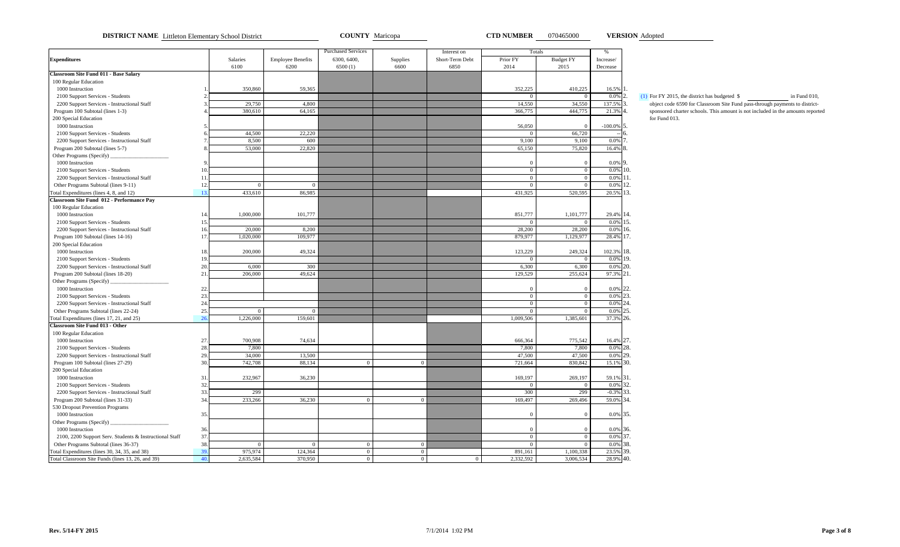**DISTRICT NAME** Littleton Elementary School District **COUNTY** Maricopa **CTD NUMBER** 070465000 **VERSION** Adopted

| Expenditures | | Salaries 6100 | Employee Benefits 6200 | Purchased Services 6300, 6400, 6500 (1) | Supplies 6600 | Interest on Short-Term Debt 6850 | Totals Prior FY 2014 | Totals Budget FY 2015 | % Increase/ Decrease | |
|---|---|---|---|---|---|---|---|---|---|---|
| **Classroom Site Fund 011 - Base Salary** | | | | | | | | | | |
| 100 Regular Education | | | | | | | | | | |
| 1000 Instruction | 1. | 350,860 | 59,365 | | | | 352,225 | 410,225 | 16.5% | 1. |
| 2100 Support Services - Students | 2. | | | | | | 0 | 0 | 0.0% | 2. |
| 2200 Support Services - Instructional Staff | 3. | 29,750 | 4,800 | | | | 14,550 | 34,550 | 137.5% | 3. |
| Program 100 Subtotal (lines 1-3) | 4. | 380,610 | 64,165 | | | | 366,775 | 444,775 | 21.3% | 4. |
| 200 Special Education | | | | | | | | | | |
| 1000 Instruction | 5. | | | | | | 56,050 | 0 | -100.0% | 5. |
| 2100 Support Services - Students | 6. | 44,500 | 22,220 | | | | 0 | 66,720 | -- | 6. |
| 2200 Support Services - Instructional Staff | 7. | 8,500 | 600 | | | | 9,100 | 9,100 | 0.0% | 7. |
| Program 200 Subtotal (lines 5-7) | 8. | 53,000 | 22,820 | | | | 65,150 | 75,820 | 16.4% | 8. |
| Other Programs (Specify) ___ | | | | | | | | | | |
| 1000 Instruction | 9. | | | | | | 0 | 0 | 0.0% | 9. |
| 2100 Support Services - Students | 10. | | | | | | 0 | 0 | 0.0% | 10. |
| 2200 Support Services - Instructional Staff | 11. | | | | | | 0 | 0 | 0.0% | 11. |
| Other Programs Subtotal (lines 9-11) | 12. | 0 | 0 | | | | 0 | 0 | 0.0% | 12. |
| Total Expenditures (lines 4, 8, and 12) | 13. | 433,610 | 86,985 | | | | 431,925 | 520,595 | 20.5% | 13. |
| **Classroom Site Fund 012 - Performance Pay** | | | | | | | | | | |
| 100 Regular Education | | | | | | | | | | |
| 1000 Instruction | 14. | 1,000,000 | 101,777 | | | | 851,777 | 1,101,777 | 29.4% | 14. |
| 2100 Support Services - Students | 15. | | | | | | 0 | 0 | 0.0% | 15. |
| 2200 Support Services - Instructional Staff | 16. | 20,000 | 8,200 | | | | 28,200 | 28,200 | 0.0% | 16. |
| Program 100 Subtotal (lines 14-16) | 17. | 1,020,000 | 109,977 | | | | 879,977 | 1,129,977 | 28.4% | 17. |
| 200 Special Education | | | | | | | | | | |
| 1000 Instruction | 18. | 200,000 | 49,324 | | | | 123,229 | 249,324 | 102.3% | 18. |
| 2100 Support Services - Students | 19. | | | | | | 0 | 0 | 0.0% | 19. |
| 2200 Support Services - Instructional Staff | 20. | 6,000 | 300 | | | | 6,300 | 6,300 | 0.0% | 20. |
| Program 200 Subtotal (lines 18-20) | 21. | 206,000 | 49,624 | | | | 129,529 | 255,624 | 97.3% | 21. |
| Other Programs (Specify) ___ | | | | | | | | | | |
| 1000 Instruction | 22. | | | | | | 0 | 0 | 0.0% | 22. |
| 2100 Support Services - Students | 23. | | | | | | 0 | 0 | 0.0% | 23. |
| 2200 Support Services - Instructional Staff | 24. | | | | | | 0 | 0 | 0.0% | 24. |
| Other Programs Subtotal (lines 22-24) | 25. | 0 | 0 | | | | 0 | 0 | 0.0% | 25. |
| Total Expenditures (lines 17, 21, and 25) | 26. | 1,226,000 | 159,601 | | | | 1,009,506 | 1,385,601 | 37.3% | 26. |
| **Classroom Site Fund 013 - Other** | | | | | | | | | | |
| 100 Regular Education | | | | | | | | | | |
| 1000 Instruction | 27. | 700,908 | 74,634 | | | | 666,364 | 775,542 | 16.4% | 27. |
| 2100 Support Services - Students | 28. | 7,800 | | | | | 7,800 | 7,800 | 0.0% | 28. |
| 2200 Support Services - Instructional Staff | 29. | 34,000 | 13,500 | | | | 47,500 | 47,500 | 0.0% | 29. |
| Program 100 Subtotal (lines 27-29) | 30. | 742,708 | 88,134 | 0 | 0 | | 721,664 | 830,842 | 15.1% | 30. |
| 200 Special Education | | | | | | | | | | |
| 1000 Instruction | 31. | 232,967 | 36,230 | | | | 169,197 | 269,197 | 59.1% | 31. |
| 2100 Support Services - Students | 32. | | | | | | 0 | 0 | 0.0% | 32. |
| 2200 Support Services - Instructional Staff | 33. | 299 | | | | | 300 | 299 | -0.3% | 33. |
| Program 200 Subtotal (lines 31-33) | 34. | 233,266 | 36,230 | 0 | 0 | | 169,497 | 269,496 | 59.0% | 34. |
| 530 Dropout Prevention Programs | | | | | | | | | | |
| 1000 Instruction | 35. | | | | | | 0 | 0 | 0.0% | 35. |
| Other Programs (Specify) ___ | | | | | | | | | | |
| 1000 Instruction | 36. | | | | | | 0 | 0 | 0.0% | 36. |
| 2100, 2200 Support Serv. Students & Instructional Staff | 37. | | | | | | 0 | 0 | 0.0% | 37. |
| Other Programs Subtotal (lines 36-37) | 38. | 0 | 0 | 0 | 0 | | 0 | 0 | 0.0% | 38. |
| Total Expenditures (lines 30, 34, 35, and 38) | 39. | 975,974 | 124,364 | 0 | 0 | | 891,161 | 1,100,338 | 23.5% | 39. |
| Total Classroom Site Funds (lines 13, 26, and 39) | 40. | 2,635,584 | 370,950 | 0 | 0 | 0 | 2,332,592 | 3,006,534 | 28.9% | 40. |

(1) For FY 2015, the district has budgeted $ ________ in Fund 010, object code 6590 for Classroom Site Fund pass-through payments to district-sponsored charter schools. This amount is not included in the amounts reported for Fund 013.

Rev. 5/14-FY 2015 7/1/2014 1:02 PM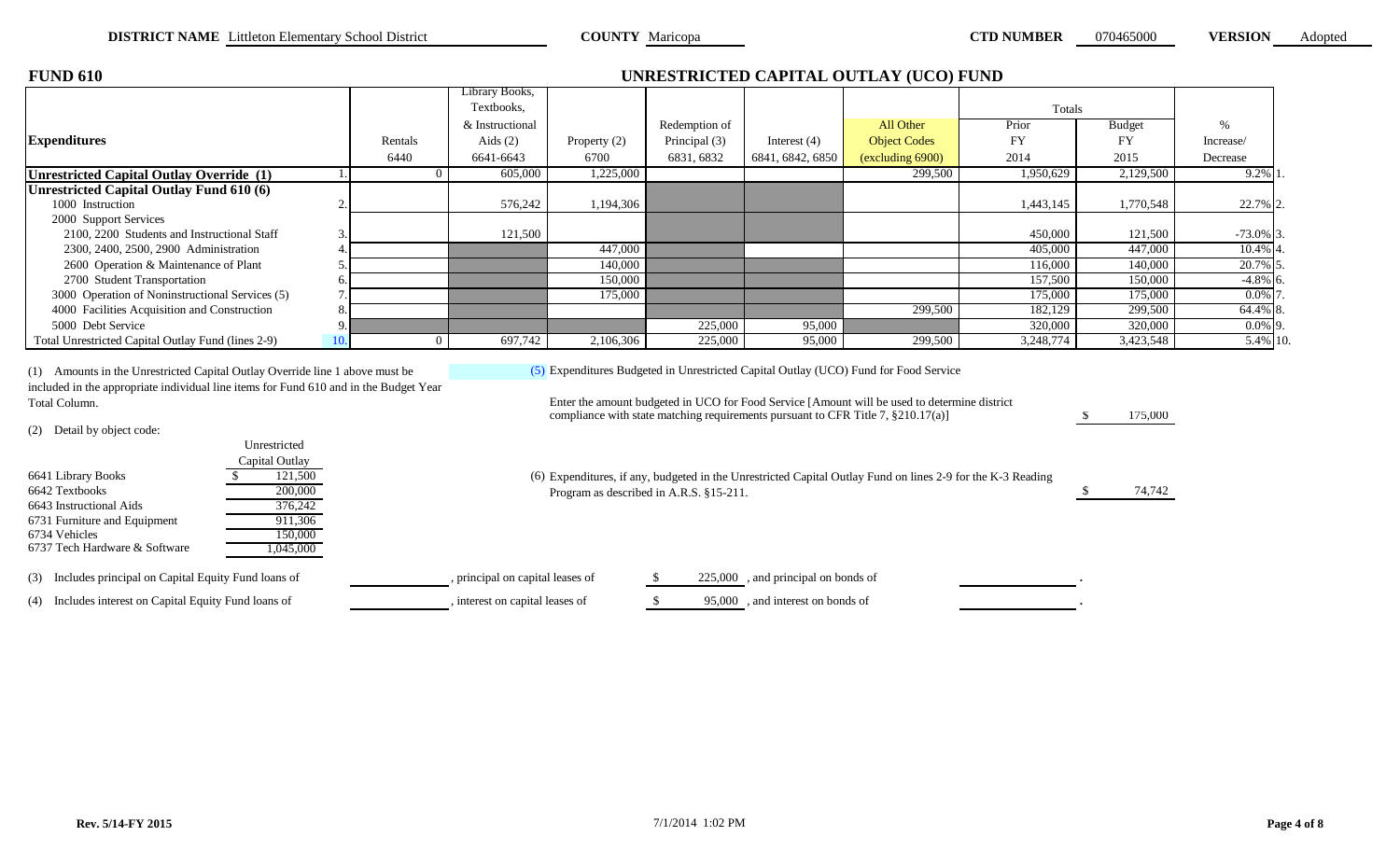**DISTRICT NAME** Littleton Elementary School District **COUNTY** Maricopa **CTD NUMBER** 070465000 **VERSION** Adopted

## FUND 610

## UNRESTRICTED CAPITAL OUTLAY (UCO) FUND

| Expenditures | | Rentals 6440 | Library Books, Textbooks, & Instructional Aids (2) 6641-6643 | Property (2) 6700 | Redemption of Principal (3) 6831, 6832 | Interest (4) 6841, 6842, 6850 | All Other Object Codes (excluding 6900) | Totals Prior FY 2014 | Totals Budget FY 2015 | % Increase/ Decrease | |
|---|---|---|---|---|---|---|---|---|---|---|---|
| **Unrestricted Capital Outlay Override (1)** | 1. | 0 | 605,000 | 1,225,000 | | | 299,500 | 1,950,629 | 2,129,500 | 9.2% | 1. |
| **Unrestricted Capital Outlay Fund 610 (6)** | | | | | | | | | | | |
| 1000 Instruction | 2. | | 576,242 | 1,194,306 | | | | 1,443,145 | 1,770,548 | 22.7% | 2. |
| 2000 Support Services | | | | | | | | | | | |
| 2100, 2200 Students and Instructional Staff | 3. | | 121,500 | | | | | 450,000 | 121,500 | -73.0% | 3. |
| 2300, 2400, 2500, 2900 Administration | 4. | | | 447,000 | | | | 405,000 | 447,000 | 10.4% | 4. |
| 2600 Operation & Maintenance of Plant | 5. | | | 140,000 | | | | 116,000 | 140,000 | 20.7% | 5. |
| 2700 Student Transportation | 6. | | | 150,000 | | | | 157,500 | 150,000 | -4.8% | 6. |
| 3000 Operation of Noninstructional Services (5) | 7. | | | 175,000 | | | | 175,000 | 175,000 | 0.0% | 7. |
| 4000 Facilities Acquisition and Construction | 8. | | | | | | 299,500 | 182,129 | 299,500 | 64.4% | 8. |
| 5000 Debt Service | 9. | | | | 225,000 | 95,000 | | 320,000 | 320,000 | 0.0% | 9. |
| Total Unrestricted Capital Outlay Fund (lines 2-9) | 10. | 0 | 697,742 | 2,106,306 | 225,000 | 95,000 | 299,500 | 3,248,774 | 3,423,548 | 5.4% | 10. |

(1) Amounts in the Unrestricted Capital Outlay Override line 1 above must be included in the appropriate individual line items for Fund 610 and in the Budget Year Total Column.

(2) Detail by object code:

| | Unrestricted Capital Outlay |
|---|---|
| 6641 Library Books | $ 121,500 |
| 6642 Textbooks | 200,000 |
| 6643 Instructional Aids | 376,242 |
| 6731 Furniture and Equipment | 911,306 |
| 6734 Vehicles | 150,000 |
| 6737 Tech Hardware & Software | 1,045,000 |

(3) Includes principal on Capital Equity Fund loans of \_\_\_\_\_\_\_\_\_\_, principal on capital leases of $ 225,000, and principal on bonds of \_\_\_\_\_\_\_\_\_\_.

(4) Includes interest on Capital Equity Fund loans of \_\_\_\_\_\_\_\_\_\_, interest on capital leases of $ 95,000, and interest on bonds of \_\_\_\_\_\_\_\_\_\_.

(5) Expenditures Budgeted in Unrestricted Capital Outlay (UCO) Fund for Food Service

Enter the amount budgeted in UCO for Food Service [Amount will be used to determine district compliance with state matching requirements pursuant to CFR Title 7, §210.17(a)] $ 175,000

(6) Expenditures, if any, budgeted in the Unrestricted Capital Outlay Fund on lines 2-9 for the K-3 Reading Program as described in A.R.S. §15-211. $ 74,742

Rev. 5/14-FY 2015 7/1/2014 1:02 PM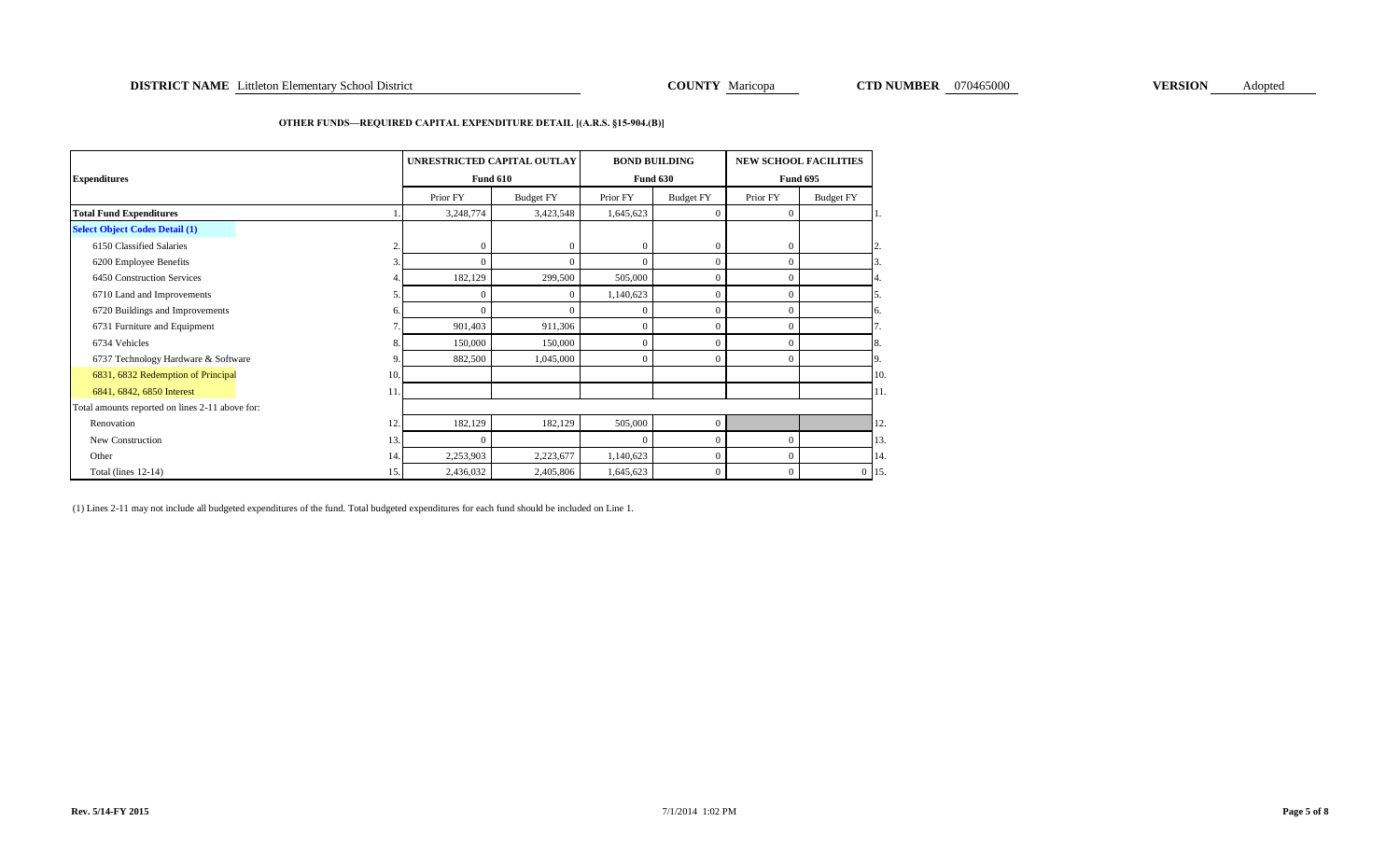**DISTRICT NAME** Littleton Elementary School District **COUNTY** Maricopa **CTD NUMBER** 070465000 **VERSION** Adopted

**OTHER FUNDS—REQUIRED CAPITAL EXPENDITURE DETAIL [(A.R.S. §15-904.(B)]**

| Expenditures | | UNRESTRICTED CAPITAL OUTLAY Fund 610 | | BOND BUILDING Fund 630 | | NEW SCHOOL FACILITIES Fund 695 | | |
|---|---|---|---|---|---|---|---|---|
| | | Prior FY | Budget FY | Prior FY | Budget FY | Prior FY | Budget FY | |
| **Total Fund Expenditures** | 1. | 3,248,774 | 3,423,548 | 1,645,623 | 0 | 0 | | 1. |
| **Select Object Codes Detail (1)** | | | | | | | | |
| 6150 Classified Salaries | 2. | 0 | 0 | 0 | 0 | 0 | | 2. |
| 6200 Employee Benefits | 3. | 0 | 0 | 0 | 0 | 0 | | 3. |
| 6450 Construction Services | 4. | 182,129 | 299,500 | 505,000 | 0 | 0 | | 4. |
| 6710 Land and Improvements | 5. | 0 | 0 | 1,140,623 | 0 | 0 | | 5. |
| 6720 Buildings and Improvements | 6. | 0 | 0 | 0 | 0 | 0 | | 6. |
| 6731 Furniture and Equipment | 7. | 901,403 | 911,306 | 0 | 0 | 0 | | 7. |
| 6734 Vehicles | 8. | 150,000 | 150,000 | 0 | 0 | 0 | | 8. |
| 6737 Technology Hardware & Software | 9. | 882,500 | 1,045,000 | 0 | 0 | 0 | | 9. |
| 6831, 6832 Redemption of Principal | 10. | | | | | | | 10. |
| 6841, 6842, 6850 Interest | 11. | | | | | | | 11. |
| Total amounts reported on lines 2-11 above for: | | | | | | | | |
| Renovation | 12. | 182,129 | 182,129 | 505,000 | 0 | | | 12. |
| New Construction | 13. | 0 | | 0 | 0 | 0 | | 13. |
| Other | 14. | 2,253,903 | 2,223,677 | 1,140,623 | 0 | 0 | | 14. |
| Total (lines 12-14) | 15. | 2,436,032 | 2,405,806 | 1,645,623 | 0 | 0 | 0 | 15. |

(1) Lines 2-11 may not include all budgeted expenditures of the fund. Total budgeted expenditures for each fund should be included on Line 1.

Rev. 5/14-FY 2015 7/1/2014 1:02 PM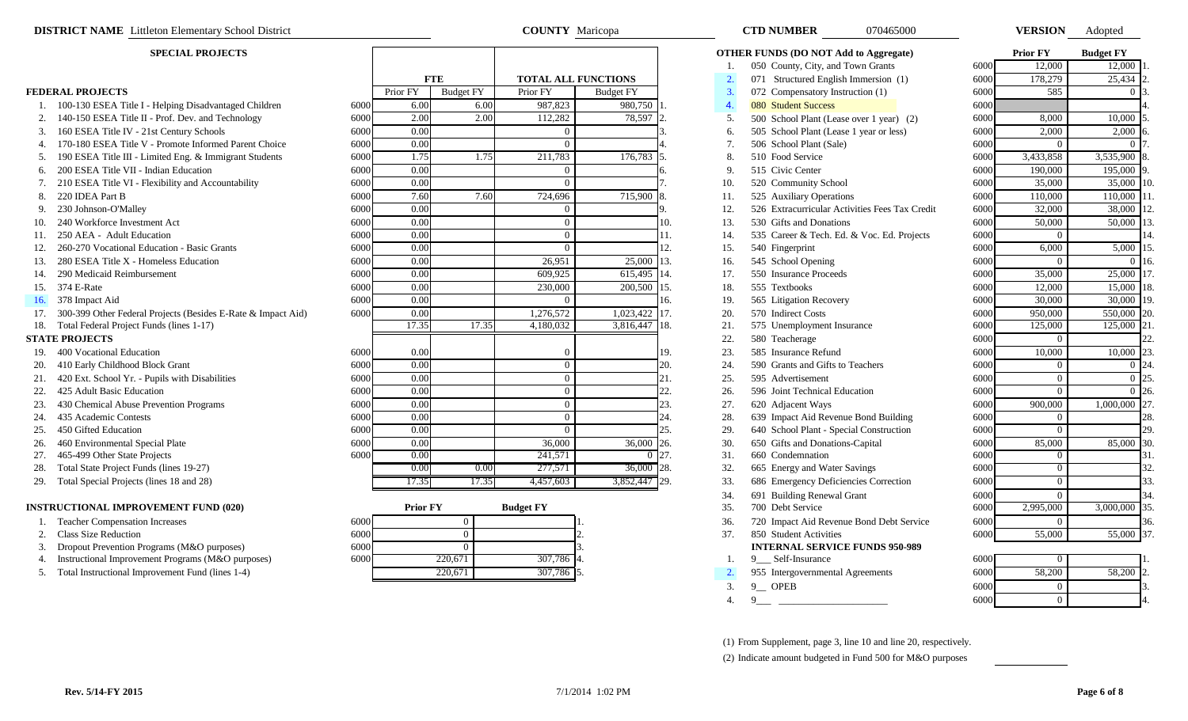**DISTRICT NAME** Littleton Elementary School District **COUNTY** Maricopa **CTD NUMBER** 070465000 **VERSION** Adopted

## SPECIAL PROJECTS

| | | | FTE | | TOTAL ALL FUNCTIONS | | |
|---|---|---|---|---|---|---|---|
| **FEDERAL PROJECTS** | | | Prior FY | Budget FY | Prior FY | Budget FY | |
| 1. | 100-130 ESEA Title I - Helping Disadvantaged Children | 6000 | 6.00 | 6.00 | 987,823 | 980,750 | 1. |
| 2. | 140-150 ESEA Title II - Prof. Dev. and Technology | 6000 | 2.00 | 2.00 | 112,282 | 78,597 | 2. |
| 3. | 160 ESEA Title IV - 21st Century Schools | 6000 | 0.00 | | 0 | | 3. |
| 4. | 170-180 ESEA Title V - Promote Informed Parent Choice | 6000 | 0.00 | | 0 | | 4. |
| 5. | 190 ESEA Title III - Limited Eng. & Immigrant Students | 6000 | 1.75 | 1.75 | 211,783 | 176,783 | 5. |
| 6. | 200 ESEA Title VII - Indian Education | 6000 | 0.00 | | 0 | | 6. |
| 7. | 210 ESEA Title VI - Flexibility and Accountability | 6000 | 0.00 | | 0 | | 7. |
| 8. | 220 IDEA Part B | 6000 | 7.60 | 7.60 | 724,696 | 715,900 | 8. |
| 9. | 230 Johnson-O'Malley | 6000 | 0.00 | | 0 | | 9. |
| 10. | 240 Workforce Investment Act | 6000 | 0.00 | | 0 | | 10. |
| 11. | 250 AEA - Adult Education | 6000 | 0.00 | | 0 | | 11. |
| 12. | 260-270 Vocational Education - Basic Grants | 6000 | 0.00 | | 0 | | 12. |
| 13. | 280 ESEA Title X - Homeless Education | 6000 | 0.00 | | 26,951 | 25,000 | 13. |
| 14. | 290 Medicaid Reimbursement | 6000 | 0.00 | | 609,925 | 615,495 | 14. |
| 15. | 374 E-Rate | 6000 | 0.00 | | 230,000 | 200,500 | 15. |
| 16. | 378 Impact Aid | 6000 | 0.00 | | 0 | | 16. |
| 17. | 300-399 Other Federal Projects (Besides E-Rate & Impact Aid) | 6000 | 0.00 | | 1,276,572 | 1,023,422 | 17. |
| 18. | Total Federal Project Funds (lines 1-17) | | 17.35 | 17.35 | 4,180,032 | 3,816,447 | 18. |
| **STATE PROJECTS** | | | | | | | |
| 19. | 400 Vocational Education | 6000 | 0.00 | | 0 | | 19. |
| 20. | 410 Early Childhood Block Grant | 6000 | 0.00 | | 0 | | 20. |
| 21. | 420 Ext. School Yr. - Pupils with Disabilities | 6000 | 0.00 | | 0 | | 21. |
| 22. | 425 Adult Basic Education | 6000 | 0.00 | | 0 | | 22. |
| 23. | 430 Chemical Abuse Prevention Programs | 6000 | 0.00 | | 0 | | 23. |
| 24. | 435 Academic Contests | 6000 | 0.00 | | 0 | | 24. |
| 25. | 450 Gifted Education | 6000 | 0.00 | | 0 | | 25. |
| 26. | 460 Environmental Special Plate | 6000 | 0.00 | | 36,000 | 36,000 | 26. |
| 27. | 465-499 Other State Projects | 6000 | 0.00 | | 241,571 | 0 | 27. |
| 28. | Total State Project Funds (lines 19-27) | | 0.00 | 0.00 | 277,571 | 36,000 | 28. |
| 29. | Total Special Projects (lines 18 and 28) | | 17.35 | 17.35 | 4,457,603 | 3,852,447 | 29. |

## INSTRUCTIONAL IMPROVEMENT FUND (020)

| | | | Prior FY | Budget FY | |
|---|---|---|---|---|---|
| 1. | Teacher Compensation Increases | 6000 | 0 | | 1. |
| 2. | Class Size Reduction | 6000 | 0 | | 2. |
| 3. | Dropout Prevention Programs (M&O purposes) | 6000 | 0 | | 3. |
| 4. | Instructional Improvement Programs (M&O purposes) | 6000 | 220,671 | 307,786 | 4. |
| 5. | Total Instructional Improvement Fund (lines 1-4) | | 220,671 | 307,786 | 5. |

## OTHER FUNDS (DO NOT Add to Aggregate)

| | | | Prior FY | Budget FY | |
|---|---|---|---|---|---|
| 1. | 050 County, City, and Town Grants | 6000 | 12,000 | 12,000 | 1. |
| 2. | 071 Structured English Immersion (1) | 6000 | 178,279 | 25,434 | 2. |
| 3. | 072 Compensatory Instruction (1) | 6000 | 585 | 0 | 3. |
| 4. | 080 Student Success | 6000 | | | 4. |
| 5. | 500 School Plant (Lease over 1 year) (2) | 6000 | 8,000 | 10,000 | 5. |
| 6. | 505 School Plant (Lease 1 year or less) | 6000 | 2,000 | 2,000 | 6. |
| 7. | 506 School Plant (Sale) | 6000 | 0 | 0 | 7. |
| 8. | 510 Food Service | 6000 | 3,433,858 | 3,535,900 | 8. |
| 9. | 515 Civic Center | 6000 | 190,000 | 195,000 | 9. |
| 10. | 520 Community School | 6000 | 35,000 | 35,000 | 10. |
| 11. | 525 Auxiliary Operations | 6000 | 110,000 | 110,000 | 11. |
| 12. | 526 Extracurricular Activities Fees Tax Credit | 6000 | 32,000 | 38,000 | 12. |
| 13. | 530 Gifts and Donations | 6000 | 50,000 | 50,000 | 13. |
| 14. | 535 Career & Tech. Ed. & Voc. Ed. Projects | 6000 | 0 | | 14. |
| 15. | 540 Fingerprint | 6000 | 6,000 | 5,000 | 15. |
| 16. | 545 School Opening | 6000 | 0 | 0 | 16. |
| 17. | 550 Insurance Proceeds | 6000 | 35,000 | 25,000 | 17. |
| 18. | 555 Textbooks | 6000 | 12,000 | 15,000 | 18. |
| 19. | 565 Litigation Recovery | 6000 | 30,000 | 30,000 | 19. |
| 20. | 570 Indirect Costs | 6000 | 950,000 | 550,000 | 20. |
| 21. | 575 Unemployment Insurance | 6000 | 125,000 | 125,000 | 21. |
| 22. | 580 Teacherage | 6000 | 0 | | 22. |
| 23. | 585 Insurance Refund | 6000 | 10,000 | 10,000 | 23. |
| 24. | 590 Grants and Gifts to Teachers | 6000 | 0 | 0 | 24. |
| 25. | 595 Advertisement | 6000 | 0 | 0 | 25. |
| 26. | 596 Joint Technical Education | 6000 | 0 | 0 | 26. |
| 27. | 620 Adjacent Ways | 6000 | 900,000 | 1,000,000 | 27. |
| 28. | 639 Impact Aid Revenue Bond Building | 6000 | 0 | | 28. |
| 29. | 640 School Plant - Special Construction | 6000 | 0 | | 29. |
| 30. | 650 Gifts and Donations-Capital | 6000 | 85,000 | 85,000 | 30. |
| 31. | 660 Condemnation | 6000 | 0 | | 31. |
| 32. | 665 Energy and Water Savings | 6000 | 0 | | 32. |
| 33. | 686 Emergency Deficiencies Correction | 6000 | 0 | | 33. |
| 34. | 691 Building Renewal Grant | 6000 | 0 | | 34. |
| 35. | 700 Debt Service | 6000 | 2,995,000 | 3,000,000 | 35. |
| 36. | 720 Impact Aid Revenue Bond Debt Service | 6000 | 0 | | 36. |
| 37. | 850 Student Activities | 6000 | 55,000 | 55,000 | 37. |
| | **INTERNAL SERVICE FUNDS 950-989** | | | | |
| 1. | 9___ Self-Insurance | 6000 | 0 | | 1. |
| 2. | 955 Intergovernmental Agreements | 6000 | 58,200 | 58,200 | 2. |
| 3. | 9__ OPEB | 6000 | 0 | | 3. |
| 4. | 9___ | 6000 | 0 | | 4. |

(1) From Supplement, page 3, line 10 and line 20, respectively.

(2) Indicate amount budgeted in Fund 500 for M&O purposes

Rev. 5/14-FY 2015 7/1/2014 1:02 PM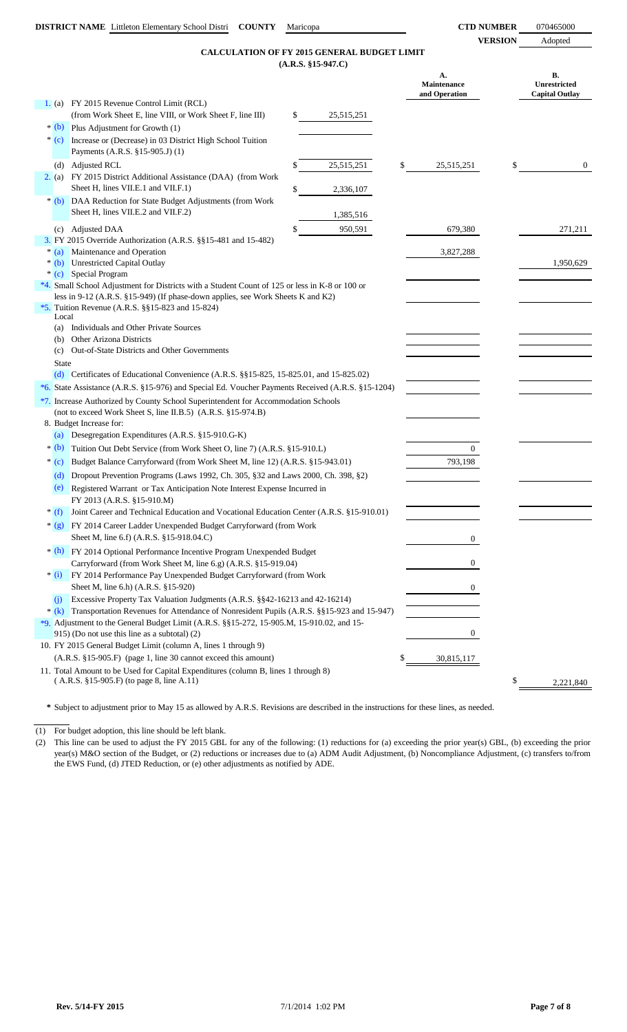**DISTRICT NAME** Littleton Elementary School Distri **COUNTY** Maricopa **CTD NUMBER** 070465000

**VERSION** Adopted

## CALCULATION OF FY 2015 GENERAL BUDGET LIMIT
**(A.R.S. §15-947.C)**

| | | | A. Maintenance and Operation | B. Unrestricted Capital Outlay |
|---|---|---|---|---|
| 1. | (a) | FY 2015 Revenue Control Limit (RCL) (from Work Sheet E, line VIII, or Work Sheet F, line III) $ 25,515,251 | | |
| * | (b) | Plus Adjustment for Growth (1) | | |
| * | (c) | Increase or (Decrease) in 03 District High School Tuition Payments (A.R.S. §15-905.J) (1) | | |
| | (d) | Adjusted RCL $ 25,515,251 | $ 25,515,251 | $ 0 |
| 2. | (a) | FY 2015 District Additional Assistance (DAA) (from Work Sheet H, lines VII.E.1 and VII.F.1) $ 2,336,107 | | |
| * | (b) | DAA Reduction for State Budget Adjustments (from Work Sheet H, lines VII.E.2 and VII.F.2) 1,385,516 | | |
| | (c) | Adjusted DAA $ 950,591 | 679,380 | 271,211 |
| 3. | | FY 2015 Override Authorization (A.R.S. §§15-481 and 15-482) | | |
| * | (a) | Maintenance and Operation | 3,827,288 | |
| * | (b) | Unrestricted Capital Outlay | | 1,950,629 |
| * | (c) | Special Program | | |
| *4. | | Small School Adjustment for Districts with a Student Count of 125 or less in K-8 or 100 or less in 9-12 (A.R.S. §15-949) (If phase-down applies, see Work Sheets K and K2) | | |
| *5. | | Tuition Revenue (A.R.S. §§15-823 and 15-824) | | |
| | | Local | | |
| | (a) | Individuals and Other Private Sources | | |
| | (b) | Other Arizona Districts | | |
| | (c) | Out-of-State Districts and Other Governments | | |
| | | State | | |
| | (d) | Certificates of Educational Convenience (A.R.S. §§15-825, 15-825.01, and 15-825.02) | | |
| *6. | | State Assistance (A.R.S. §15-976) and Special Ed. Voucher Payments Received (A.R.S. §15-1204) | | |
| *7. | | Increase Authorized by County School Superintendent for Accommodation Schools (not to exceed Work Sheet S, line II.B.5) (A.R.S. §15-974.B) | | |
| 8. | | Budget Increase for: | | |
| | (a) | Desegregation Expenditures (A.R.S. §15-910.G-K) | | |
| * | (b) | Tuition Out Debt Service (from Work Sheet O, line 7) (A.R.S. §15-910.L) | 0 | |
| * | (c) | Budget Balance Carryforward (from Work Sheet M, line 12) (A.R.S. §15-943.01) | 793,198 | |
| | (d) | Dropout Prevention Programs (Laws 1992, Ch. 305, §32 and Laws 2000, Ch. 398, §2) | | |
| | (e) | Registered Warrant or Tax Anticipation Note Interest Expense Incurred in FY 2013 (A.R.S. §15-910.M) | | |
| * | (f) | Joint Career and Technical Education and Vocational Education Center (A.R.S. §15-910.01) | | |
| * | (g) | FY 2014 Career Ladder Unexpended Budget Carryforward (from Work Sheet M, line 6.f) (A.R.S. §15-918.04.C) | 0 | |
| * | (h) | FY 2014 Optional Performance Incentive Program Unexpended Budget Carryforward (from Work Sheet M, line 6.g) (A.R.S. §15-919.04) | 0 | |
| * | (i) | FY 2014 Performance Pay Unexpended Budget Carryforward (from Work Sheet M, line 6.h) (A.R.S. §15-920) | 0 | |
| | (j) | Excessive Property Tax Valuation Judgments (A.R.S. §§42-16213 and 42-16214) | | |
| * | (k) | Transportation Revenues for Attendance of Nonresident Pupils (A.R.S. §§15-923 and 15-947) | | |
| *9. | | Adjustment to the General Budget Limit (A.R.S. §§15-272, 15-905.M, 15-910.02, and 15-915) (Do not use this line as a subtotal) (2) | 0 | |
| 10. | | FY 2015 General Budget Limit (column A, lines 1 through 9) (A.R.S. §15-905.F) (page 1, line 30 cannot exceed this amount) | $ 30,815,117 | |
| 11. | | Total Amount to be Used for Capital Expenditures (column B, lines 1 through 8) (A.R.S. §15-905.F) (to page 8, line A.11) | | $ 2,221,840 |

**\*** Subject to adjustment prior to May 15 as allowed by A.R.S. Revisions are described in the instructions for these lines, as needed.

(1) For budget adoption, this line should be left blank.

(2) This line can be used to adjust the FY 2015 GBL for any of the following: (1) reductions for (a) exceeding the prior year(s) GBL, (b) exceeding the prior year(s) M&O section of the Budget, or (2) reductions or increases due to (a) ADM Audit Adjustment, (b) Noncompliance Adjustment, (c) transfers to/from the EWS Fund, (d) JTED Reduction, or (e) other adjustments as notified by ADE.

Rev. 5/14-FY 2015 7/1/2014 1:02 PM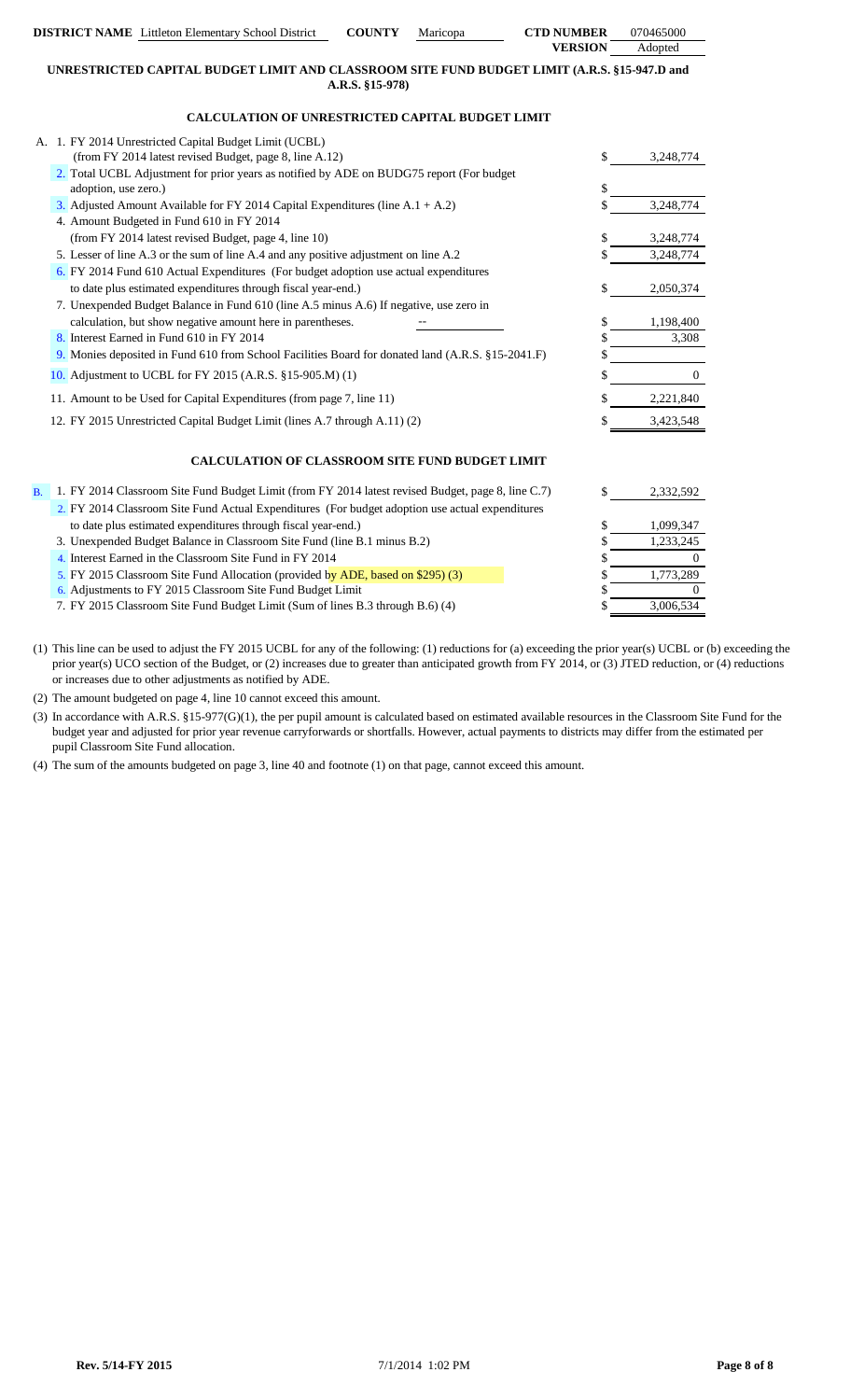**DISTRICT NAME** Littleton Elementary School District **COUNTY** Maricopa **CTD NUMBER** 070465000
**VERSION** Adopted

## UNRESTRICTED CAPITAL BUDGET LIMIT AND CLASSROOM SITE FUND BUDGET LIMIT (A.R.S. §15-947.D and A.R.S. §15-978)

### CALCULATION OF UNRESTRICTED CAPITAL BUDGET LIMIT

| | | |
|---|---|---|
| A. 1. FY 2014 Unrestricted Capital Budget Limit (UCBL) (from FY 2014 latest revised Budget, page 8, line A.12) | $ | 3,248,774 |
| 2. Total UCBL Adjustment for prior years as notified by ADE on BUDG75 report (For budget adoption, use zero.) | $ | |
| 3. Adjusted Amount Available for FY 2014 Capital Expenditures (line A.1 + A.2) | $ | 3,248,774 |
| 4. Amount Budgeted in Fund 610 in FY 2014 (from FY 2014 latest revised Budget, page 4, line 10) | $ | 3,248,774 |
| 5. Lesser of line A.3 or the sum of line A.4 and any positive adjustment on line A.2 | $ | 3,248,774 |
| 6. FY 2014 Fund 610 Actual Expenditures (For budget adoption use actual expenditures to date plus estimated expenditures through fiscal year-end.) | $ | 2,050,374 |
| 7. Unexpended Budget Balance in Fund 610 (line A.5 minus A.6) If negative, use zero in calculation, but show negative amount here in parentheses. -- | $ | 1,198,400 |
| 8. Interest Earned in Fund 610 in FY 2014 | $ | 3,308 |
| 9. Monies deposited in Fund 610 from School Facilities Board for donated land (A.R.S. §15-2041.F) | $ | |
| 10. Adjustment to UCBL for FY 2015 (A.R.S. §15-905.M) (1) | $ | 0 |
| 11. Amount to be Used for Capital Expenditures (from page 7, line 11) | $ | 2,221,840 |
| 12. FY 2015 Unrestricted Capital Budget Limit (lines A.7 through A.11) (2) | $ | 3,423,548 |

### CALCULATION OF CLASSROOM SITE FUND BUDGET LIMIT

| | | |
|---|---|---|
| B. 1. FY 2014 Classroom Site Fund Budget Limit (from FY 2014 latest revised Budget, page 8, line C.7) | $ | 2,332,592 |
| 2. FY 2014 Classroom Site Fund Actual Expenditures (For budget adoption use actual expenditures to date plus estimated expenditures through fiscal year-end.) | $ | 1,099,347 |
| 3. Unexpended Budget Balance in Classroom Site Fund (line B.1 minus B.2) | $ | 1,233,245 |
| 4. Interest Earned in the Classroom Site Fund in FY 2014 | $ | 0 |
| 5. FY 2015 Classroom Site Fund Allocation (provided by ADE, based on $295) (3) | $ | 1,773,289 |
| 6. Adjustments to FY 2015 Classroom Site Fund Budget Limit | $ | 0 |
| 7. FY 2015 Classroom Site Fund Budget Limit (Sum of lines B.3 through B.6) (4) | $ | 3,006,534 |

(1) This line can be used to adjust the FY 2015 UCBL for any of the following: (1) reductions for (a) exceeding the prior year(s) UCBL or (b) exceeding the prior year(s) UCO section of the Budget, or (2) increases due to greater than anticipated growth from FY 2014, or (3) JTED reduction, or (4) reductions or increases due to other adjustments as notified by ADE.

(2) The amount budgeted on page 4, line 10 cannot exceed this amount.

(3) In accordance with A.R.S. §15-977(G)(1), the per pupil amount is calculated based on estimated available resources in the Classroom Site Fund for the budget year and adjusted for prior year revenue carryforwards or shortfalls. However, actual payments to districts may differ from the estimated per pupil Classroom Site Fund allocation.

(4) The sum of the amounts budgeted on page 3, line 40 and footnote (1) on that page, cannot exceed this amount.

Rev. 5/14-FY 2015 7/1/2014 1:02 PM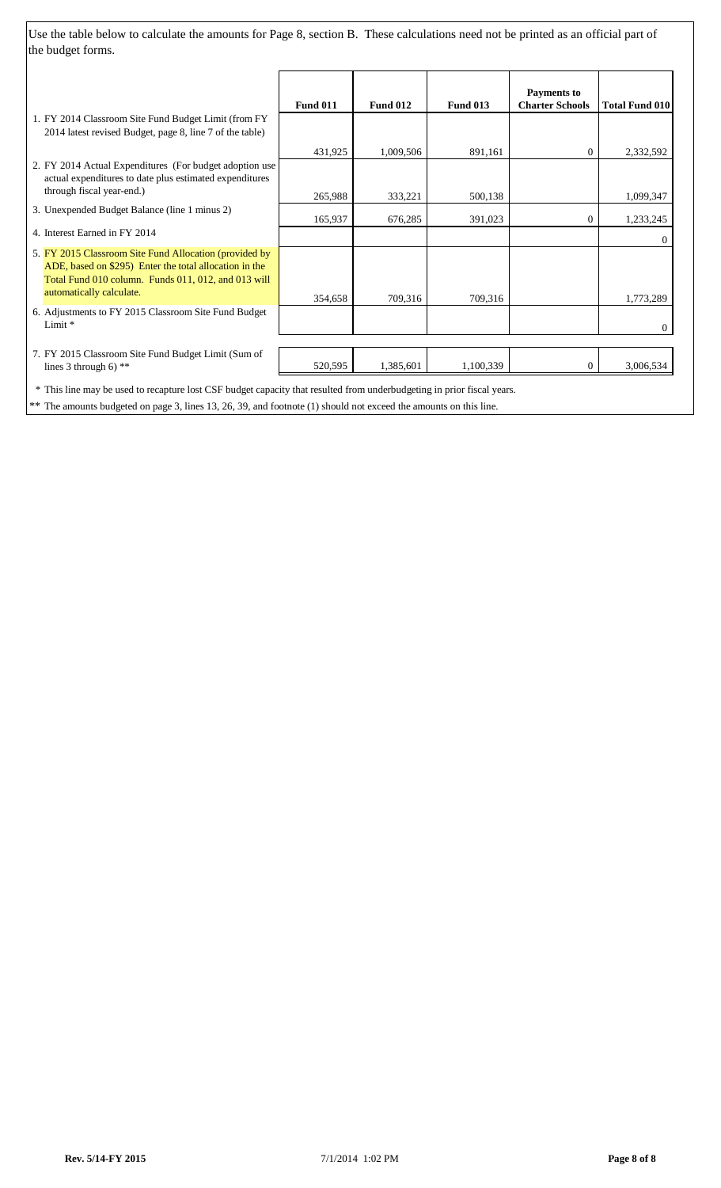Use the table below to calculate the amounts for Page 8, section B. These calculations need not be printed as an official part of the budget forms.

| | Fund 011 | Fund 012 | Fund 013 | Payments to Charter Schools | Total Fund 010 |
|---|---|---|---|---|---|
| 1. FY 2014 Classroom Site Fund Budget Limit (from FY 2014 latest revised Budget, page 8, line 7 of the table) | 431,925 | 1,009,506 | 891,161 | 0 | 2,332,592 |
| 2. FY 2014 Actual Expenditures (For budget adoption use actual expenditures to date plus estimated expenditures through fiscal year-end.) | 265,988 | 333,221 | 500,138 | | 1,099,347 |
| 3. Unexpended Budget Balance (line 1 minus 2) | 165,937 | 676,285 | 391,023 | 0 | 1,233,245 |
| 4. Interest Earned in FY 2014 | | | | | 0 |
| 5. FY 2015 Classroom Site Fund Allocation (provided by ADE, based on $295) Enter the total allocation in the Total Fund 010 column. Funds 011, 012, and 013 will automatically calculate. | 354,658 | 709,316 | 709,316 | | 1,773,289 |
| 6. Adjustments to FY 2015 Classroom Site Fund Budget Limit * | | | | | 0 |
| 7. FY 2015 Classroom Site Fund Budget Limit (Sum of lines 3 through 6) ** | 520,595 | 1,385,601 | 1,100,339 | 0 | 3,006,534 |

* This line may be used to recapture lost CSF budget capacity that resulted from underbudgeting in prior fiscal years.

** The amounts budgeted on page 3, lines 13, 26, 39, and footnote (1) should not exceed the amounts on this line.

Rev. 5/14-FY 2015 7/1/2014 1:02 PM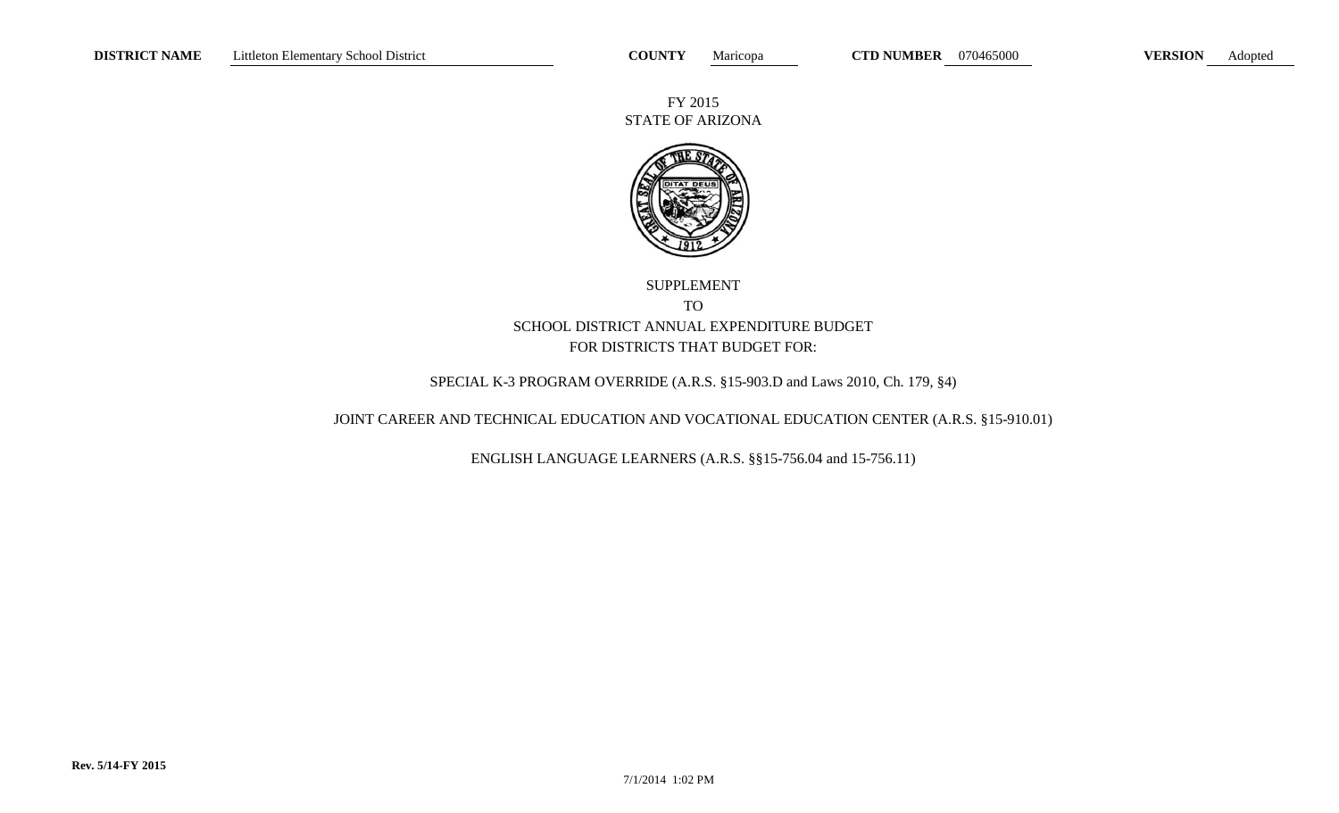**DISTRICT NAME** Littleton Elementary School District **COUNTY** Maricopa **CTD NUMBER** 070465000 **VERSION** Adopted

FY 2015
STATE OF ARIZONA

SUPPLEMENT
TO
SCHOOL DISTRICT ANNUAL EXPENDITURE BUDGET
FOR DISTRICTS THAT BUDGET FOR:

SPECIAL K-3 PROGRAM OVERRIDE (A.R.S. §15-903.D and Laws 2010, Ch. 179, §4)

JOINT CAREER AND TECHNICAL EDUCATION AND VOCATIONAL EDUCATION CENTER (A.R.S. §15-910.01)

ENGLISH LANGUAGE LEARNERS (A.R.S. §§15-756.04 and 15-756.11)

Rev. 5/14-FY 2015

7/1/2014 1:02 PM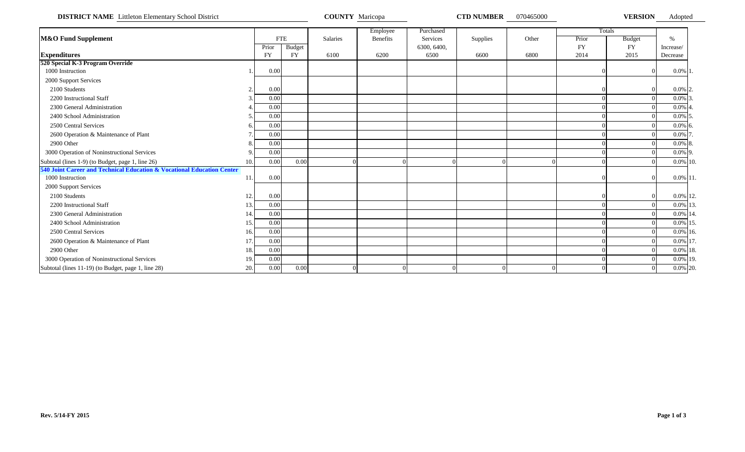**DISTRICT NAME** Littleton Elementary School District **COUNTY** Maricopa **CTD NUMBER** 070465000 **VERSION** Adopted

| M&O Fund Supplement | | FTE | | Salaries | Employee Benefits | Purchased Services | Supplies | Other | Totals | | % | |
|---|---|---|---|---|---|---|---|---|---|---|---|---|
| | | Prior | Budget | | | 6300, 6400, | | | Prior | Budget | Increase/ | |
| **Expenditures** | | FY | FY | 6100 | 6200 | 6500 | 6600 | 6800 | FY 2014 | FY 2015 | Decrease | |
| **520 Special K-3 Program Override** | | | | | | | | | | | | |
| 1000 Instruction | 1. | 0.00 | | | | | | | 0 | 0 | 0.0% | 1. |
| 2000 Support Services | | | | | | | | | | | | |
| 2100 Students | 2. | 0.00 | | | | | | | 0 | 0 | 0.0% | 2. |
| 2200 Instructional Staff | 3. | 0.00 | | | | | | | 0 | 0 | 0.0% | 3. |
| 2300 General Administration | 4. | 0.00 | | | | | | | 0 | 0 | 0.0% | 4. |
| 2400 School Administration | 5. | 0.00 | | | | | | | 0 | 0 | 0.0% | 5. |
| 2500 Central Services | 6. | 0.00 | | | | | | | 0 | 0 | 0.0% | 6. |
| 2600 Operation & Maintenance of Plant | 7. | 0.00 | | | | | | | 0 | 0 | 0.0% | 7. |
| 2900 Other | 8. | 0.00 | | | | | | | 0 | 0 | 0.0% | 8. |
| 3000 Operation of Noninstructional Services | 9. | 0.00 | | | | | | | 0 | 0 | 0.0% | 9. |
| Subtotal (lines 1-9) (to Budget, page 1, line 26) | 10. | 0.00 | 0.00 | 0 | 0 | 0 | 0 | 0 | 0 | 0 | 0.0% | 10. |
| **540 Joint Career and Technical Education & Vocational Education Center** | | | | | | | | | | | | |
| 1000 Instruction | 11. | 0.00 | | | | | | | 0 | 0 | 0.0% | 11. |
| 2000 Support Services | | | | | | | | | | | | |
| 2100 Students | 12. | 0.00 | | | | | | | 0 | 0 | 0.0% | 12. |
| 2200 Instructional Staff | 13. | 0.00 | | | | | | | 0 | 0 | 0.0% | 13. |
| 2300 General Administration | 14. | 0.00 | | | | | | | 0 | 0 | 0.0% | 14. |
| 2400 School Administration | 15. | 0.00 | | | | | | | 0 | 0 | 0.0% | 15. |
| 2500 Central Services | 16. | 0.00 | | | | | | | 0 | 0 | 0.0% | 16. |
| 2600 Operation & Maintenance of Plant | 17. | 0.00 | | | | | | | 0 | 0 | 0.0% | 17. |
| 2900 Other | 18. | 0.00 | | | | | | | 0 | 0 | 0.0% | 18. |
| 3000 Operation of Noninstructional Services | 19. | 0.00 | | | | | | | 0 | 0 | 0.0% | 19. |
| Subtotal (lines 11-19) (to Budget, page 1, line 28) | 20. | 0.00 | 0.00 | 0 | 0 | 0 | 0 | 0 | 0 | 0 | 0.0% | 20. |

**Rev. 5/14-FY 2015**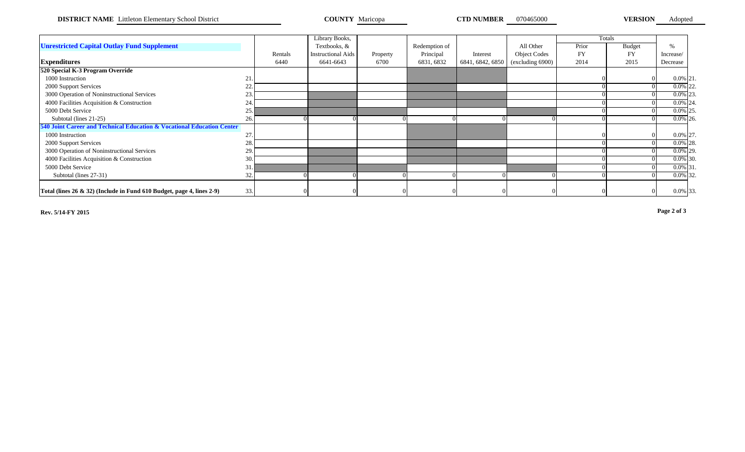**DISTRICT NAME** Littleton Elementary School District **COUNTY** Maricopa **CTD NUMBER** 070465000 **VERSION** Adopted

| Unrestricted Capital Outlay Fund Supplement | | Rentals | Library Books, Textbooks, & Instructional Aids | Property | Redemption of Principal | Interest | All Other Object Codes | Totals Prior FY | Budget FY | % Increase/ | |
|---|---|---|---|---|---|---|---|---|---|---|---|
| **Expenditures** | | 6440 | 6641-6643 | 6700 | 6831, 6832 | 6841, 6842, 6850 | (excluding 6900) | 2014 | 2015 | Decrease | |
| **520 Special K-3 Program Override** | | | | | | | | | | | |
| 1000 Instruction | 21. | | | | | | | 0 | 0 | 0.0% | 21. |
| 2000 Support Services | 22. | | | | | | | 0 | 0 | 0.0% | 22. |
| 3000 Operation of Noninstructional Services | 23. | | | | | | | 0 | 0 | 0.0% | 23. |
| 4000 Facilities Acquisition & Construction | 24. | | | | | | | 0 | 0 | 0.0% | 24. |
| 5000 Debt Service | 25. | | | | | | | 0 | 0 | 0.0% | 25. |
| Subtotal (lines 21-25) | 26. | 0 | 0 | 0 | 0 | 0 | 0 | 0 | 0 | 0.0% | 26. |
| **540 Joint Career and Technical Education & Vocational Education Center** | | | | | | | | | | | |
| 1000 Instruction | 27. | | | | | | | 0 | 0 | 0.0% | 27. |
| 2000 Support Services | 28. | | | | | | | 0 | 0 | 0.0% | 28. |
| 3000 Operation of Noninstructional Services | 29. | | | | | | | 0 | 0 | 0.0% | 29. |
| 4000 Facilities Acquisition & Construction | 30. | | | | | | | 0 | 0 | 0.0% | 30. |
| 5000 Debt Service | 31. | | | | | | | 0 | 0 | 0.0% | 31. |
| Subtotal (lines 27-31) | 32. | 0 | 0 | 0 | 0 | 0 | 0 | 0 | 0 | 0.0% | 32. |
| **Total (lines 26 & 32) (Include in Fund 610 Budget, page 4, lines 2-9)** | 33. | 0 | 0 | 0 | 0 | 0 | 0 | 0 | 0 | 0.0% | 33. |

**Rev. 5/14-FY 2015**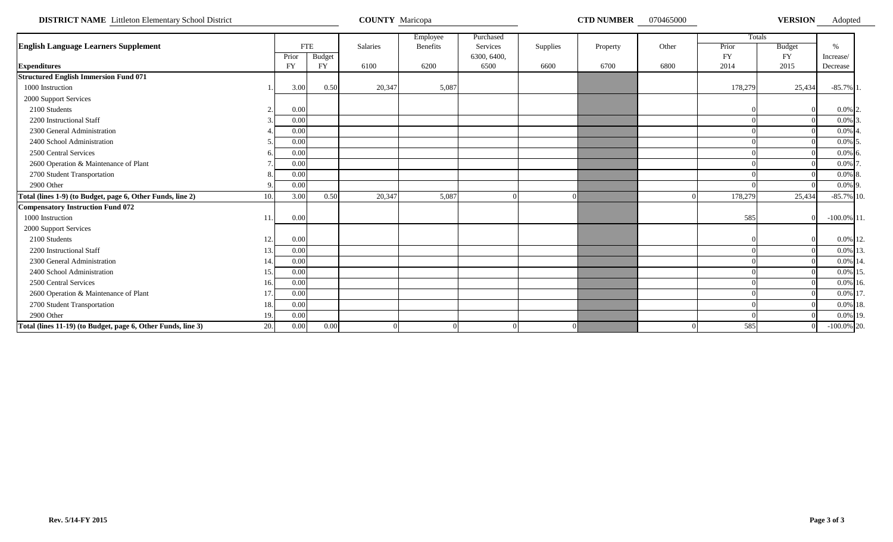**DISTRICT NAME** Littleton Elementary School District **COUNTY** Maricopa **CTD NUMBER** 070465000 **VERSION** Adopted

| **English Language Learners Supplement** | | FTE | | Salaries | Employee Benefits | Purchased Services | Supplies | Property | Other | Totals | | % |
|---|---|---|---|---|---|---|---|---|---|---|---|---|
| | | Prior | Budget | | | 6300, 6400, | | | | Prior | Budget | Increase/ |
| **Expenditures** | | FY | FY | 6100 | 6200 | 6500 | 6600 | 6700 | 6800 | FY 2014 | FY 2015 | Decrease |
| **Structured English Immersion Fund 071** | | | | | | | | | | | | |
| 1000 Instruction | 1. | 3.00 | 0.50 | 20,347 | 5,087 | | | | | 178,279 | 25,434 | -85.7% 1. |
| 2000 Support Services | | | | | | | | | | | | |
| 2100 Students | 2. | 0.00 | | | | | | | | 0 | 0 | 0.0% 2. |
| 2200 Instructional Staff | 3. | 0.00 | | | | | | | | 0 | 0 | 0.0% 3. |
| 2300 General Administration | 4. | 0.00 | | | | | | | | 0 | 0 | 0.0% 4. |
| 2400 School Administration | 5. | 0.00 | | | | | | | | 0 | 0 | 0.0% 5. |
| 2500 Central Services | 6. | 0.00 | | | | | | | | 0 | 0 | 0.0% 6. |
| 2600 Operation & Maintenance of Plant | 7. | 0.00 | | | | | | | | 0 | 0 | 0.0% 7. |
| 2700 Student Transportation | 8. | 0.00 | | | | | | | | 0 | 0 | 0.0% 8. |
| 2900 Other | 9. | 0.00 | | | | | | | | 0 | 0 | 0.0% 9. |
| **Total (lines 1-9) (to Budget, page 6, Other Funds, line 2)** | 10. | 3.00 | 0.50 | 20,347 | 5,087 | 0 | 0 | | 0 | 178,279 | 25,434 | -85.7% 10. |
| **Compensatory Instruction Fund 072** | | | | | | | | | | | | |
| 1000 Instruction | 11. | 0.00 | | | | | | | | 585 | 0 | -100.0% 11. |
| 2000 Support Services | | | | | | | | | | | | |
| 2100 Students | 12. | 0.00 | | | | | | | | 0 | 0 | 0.0% 12. |
| 2200 Instructional Staff | 13. | 0.00 | | | | | | | | 0 | 0 | 0.0% 13. |
| 2300 General Administration | 14. | 0.00 | | | | | | | | 0 | 0 | 0.0% 14. |
| 2400 School Administration | 15. | 0.00 | | | | | | | | 0 | 0 | 0.0% 15. |
| 2500 Central Services | 16. | 0.00 | | | | | | | | 0 | 0 | 0.0% 16. |
| 2600 Operation & Maintenance of Plant | 17. | 0.00 | | | | | | | | 0 | 0 | 0.0% 17. |
| 2700 Student Transportation | 18. | 0.00 | | | | | | | | 0 | 0 | 0.0% 18. |
| 2900 Other | 19. | 0.00 | | | | | | | | 0 | 0 | 0.0% 19. |
| **Total (lines 11-19) (to Budget, page 6, Other Funds, line 3)** | 20. | 0.00 | 0.00 | 0 | 0 | 0 | 0 | | 0 | 585 | 0 | -100.0% 20. |

**Rev. 5/14-FY 2015**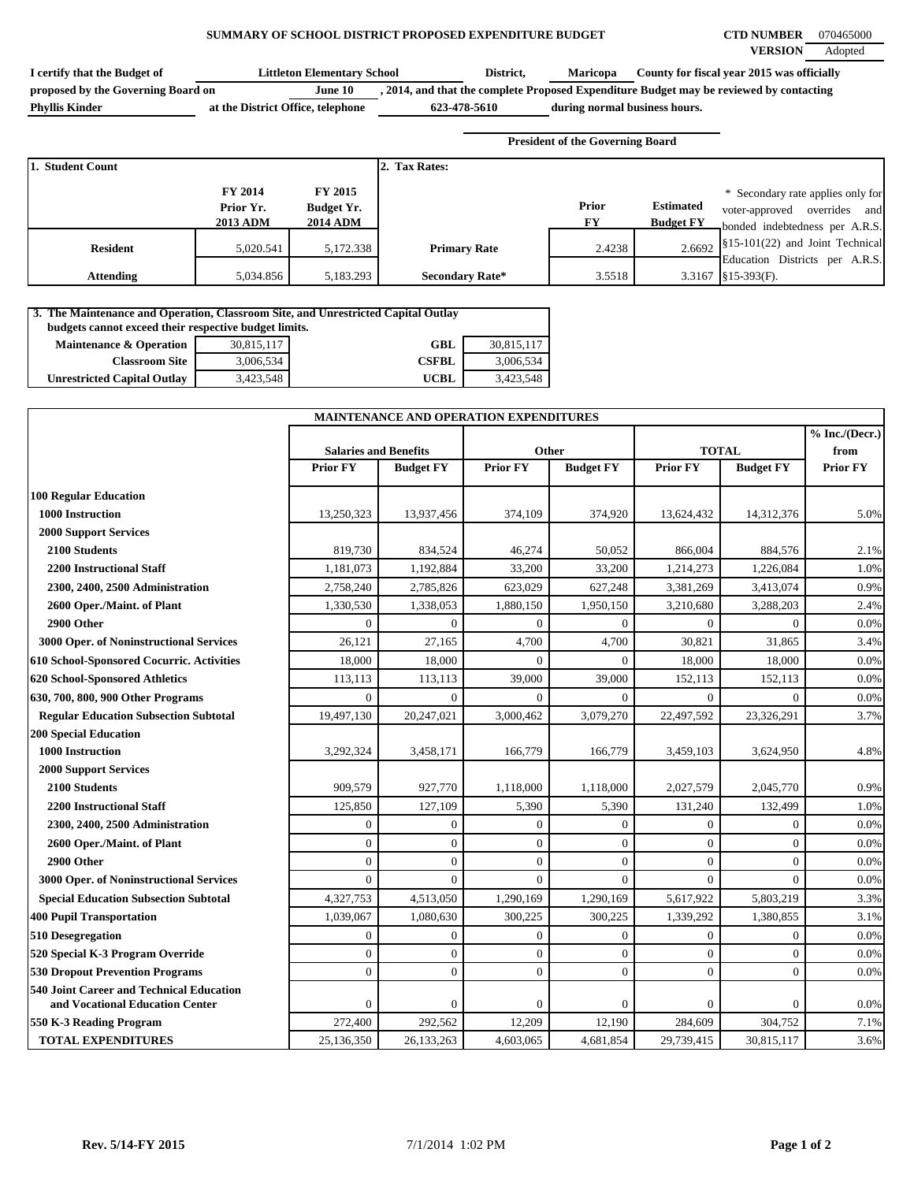**SUMMARY OF SCHOOL DISTRICT PROPOSED EXPENDITURE BUDGET**

**CTD NUMBER** 070465000
**VERSION** Adopted

I certify that the Budget of **Littleton Elementary School** District, **Maricopa** County for fiscal year 2015 was officially proposed by the Governing Board on **June 10**, 2014, and that the complete Proposed Expenditure Budget may be reviewed by contacting **Phyllis Kinder** at the District Office, telephone **623-478-5610** during normal business hours.

President of the Governing Board

| 1. Student Count | FY 2014 Prior Yr. 2013 ADM | FY 2015 Budget Yr. 2014 ADM |
|---|---|---|
| Resident | 5,020.541 | 5,172.338 |
| Attending | 5,034.856 | 5,183.293 |

| 2. Tax Rates: | Prior FY | Estimated Budget FY |
|---|---|---|
| Primary Rate | 2.4238 | 2.6692 |
| Secondary Rate* | 3.5518 | 3.3167 |

\* Secondary rate applies only for voter-approved overrides and bonded indebtedness per A.R.S. §15-101(22) and Joint Technical Education Districts per A.R.S. §15-393(F).

3. The Maintenance and Operation, Classroom Site, and Unrestricted Capital Outlay budgets cannot exceed their respective budget limits.

| | | | |
|---|---|---|---|
| Maintenance & Operation | 30,815,117 | GBL | 30,815,117 |
| Classroom Site | 3,006,534 | CSFBL | 3,006,534 |
| Unrestricted Capital Outlay | 3,423,548 | UCBL | 3,423,548 |

**MAINTENANCE AND OPERATION EXPENDITURES**

| | Salaries and Benefits | | Other | | TOTAL | | % Inc./(Decr.) from |
|---|---|---|---|---|---|---|---|
| | Prior FY | Budget FY | Prior FY | Budget FY | Prior FY | Budget FY | Prior FY |
| **100 Regular Education** | | | | | | | |
| 1000 Instruction | 13,250,323 | 13,937,456 | 374,109 | 374,920 | 13,624,432 | 14,312,376 | 5.0% |
| 2000 Support Services | | | | | | | |
| 2100 Students | 819,730 | 834,524 | 46,274 | 50,052 | 866,004 | 884,576 | 2.1% |
| 2200 Instructional Staff | 1,181,073 | 1,192,884 | 33,200 | 33,200 | 1,214,273 | 1,226,084 | 1.0% |
| 2300, 2400, 2500 Administration | 2,758,240 | 2,785,826 | 623,029 | 627,248 | 3,381,269 | 3,413,074 | 0.9% |
| 2600 Oper./Maint. of Plant | 1,330,530 | 1,338,053 | 1,880,150 | 1,950,150 | 3,210,680 | 3,288,203 | 2.4% |
| 2900 Other | 0 | 0 | 0 | 0 | 0 | 0 | 0.0% |
| 3000 Oper. of Noninstructional Services | 26,121 | 27,165 | 4,700 | 4,700 | 30,821 | 31,865 | 3.4% |
| 610 School-Sponsored Cocurric. Activities | 18,000 | 18,000 | 0 | 0 | 18,000 | 18,000 | 0.0% |
| 620 School-Sponsored Athletics | 113,113 | 113,113 | 39,000 | 39,000 | 152,113 | 152,113 | 0.0% |
| 630, 700, 800, 900 Other Programs | 0 | 0 | 0 | 0 | 0 | 0 | 0.0% |
| Regular Education Subsection Subtotal | 19,497,130 | 20,247,021 | 3,000,462 | 3,079,270 | 22,497,592 | 23,326,291 | 3.7% |
| **200 Special Education** | | | | | | | |
| 1000 Instruction | 3,292,324 | 3,458,171 | 166,779 | 166,779 | 3,459,103 | 3,624,950 | 4.8% |
| 2000 Support Services | | | | | | | |
| 2100 Students | 909,579 | 927,770 | 1,118,000 | 1,118,000 | 2,027,579 | 2,045,770 | 0.9% |
| 2200 Instructional Staff | 125,850 | 127,109 | 5,390 | 5,390 | 131,240 | 132,499 | 1.0% |
| 2300, 2400, 2500 Administration | 0 | 0 | 0 | 0 | 0 | 0 | 0.0% |
| 2600 Oper./Maint. of Plant | 0 | 0 | 0 | 0 | 0 | 0 | 0.0% |
| 2900 Other | 0 | 0 | 0 | 0 | 0 | 0 | 0.0% |
| 3000 Oper. of Noninstructional Services | 0 | 0 | 0 | 0 | 0 | 0 | 0.0% |
| Special Education Subsection Subtotal | 4,327,753 | 4,513,050 | 1,290,169 | 1,290,169 | 5,617,922 | 5,803,219 | 3.3% |
| 400 Pupil Transportation | 1,039,067 | 1,080,630 | 300,225 | 300,225 | 1,339,292 | 1,380,855 | 3.1% |
| 510 Desegregation | 0 | 0 | 0 | 0 | 0 | 0 | 0.0% |
| 520 Special K-3 Program Override | 0 | 0 | 0 | 0 | 0 | 0 | 0.0% |
| 530 Dropout Prevention Programs | 0 | 0 | 0 | 0 | 0 | 0 | 0.0% |
| 540 Joint Career and Technical Education and Vocational Education Center | 0 | 0 | 0 | 0 | 0 | 0 | 0.0% |
| 550 K-3 Reading Program | 272,400 | 292,562 | 12,209 | 12,190 | 284,609 | 304,752 | 7.1% |
| TOTAL EXPENDITURES | 25,136,350 | 26,133,263 | 4,603,065 | 4,681,854 | 29,739,415 | 30,815,117 | 3.6% |

Rev. 5/14-FY 2015 — 7/1/2014 1:02 PM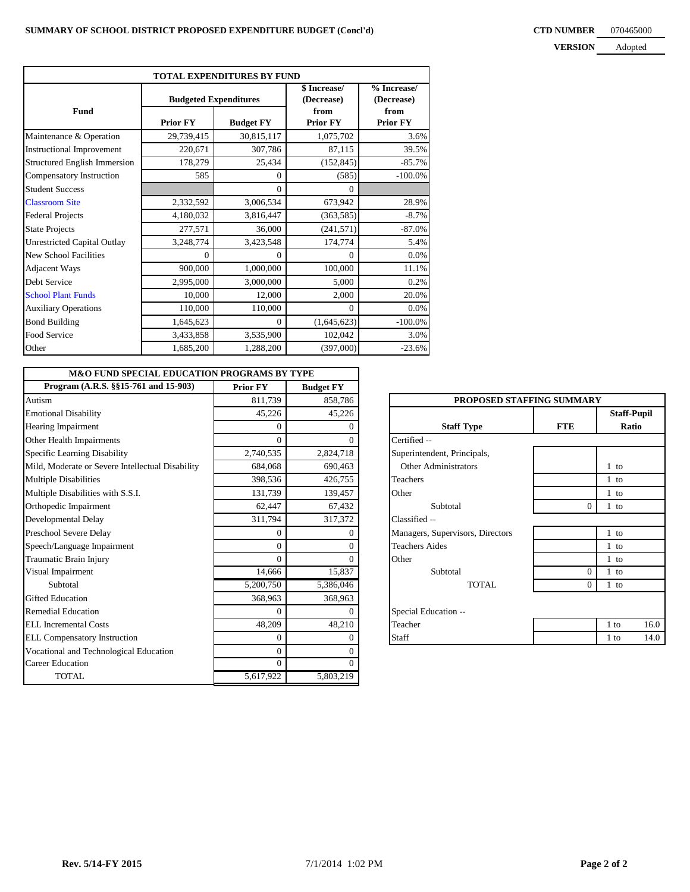**SUMMARY OF SCHOOL DISTRICT PROPOSED EXPENDITURE BUDGET (Concl'd)**

**CTD NUMBER** 070465000

**VERSION** Adopted

## TOTAL EXPENDITURES BY FUND

| Fund | Budgeted Expenditures | | $ Increase/ (Decrease) from | % Increase/ (Decrease) from |
|---|---|---|---|---|
| | Prior FY | Budget FY | Prior FY | Prior FY |
| Maintenance & Operation | 29,739,415 | 30,815,117 | 1,075,702 | 3.6% |
| Instructional Improvement | 220,671 | 307,786 | 87,115 | 39.5% |
| Structured English Immersion | 178,279 | 25,434 | (152,845) | -85.7% |
| Compensatory Instruction | 585 | 0 | (585) | -100.0% |
| Student Success | | 0 | 0 | |
| Classroom Site | 2,332,592 | 3,006,534 | 673,942 | 28.9% |
| Federal Projects | 4,180,032 | 3,816,447 | (363,585) | -8.7% |
| State Projects | 277,571 | 36,000 | (241,571) | -87.0% |
| Unrestricted Capital Outlay | 3,248,774 | 3,423,548 | 174,774 | 5.4% |
| New School Facilities | 0 | 0 | 0 | 0.0% |
| Adjacent Ways | 900,000 | 1,000,000 | 100,000 | 11.1% |
| Debt Service | 2,995,000 | 3,000,000 | 5,000 | 0.2% |
| School Plant Funds | 10,000 | 12,000 | 2,000 | 20.0% |
| Auxiliary Operations | 110,000 | 110,000 | 0 | 0.0% |
| Bond Building | 1,645,623 | 0 | (1,645,623) | -100.0% |
| Food Service | 3,433,858 | 3,535,900 | 102,042 | 3.0% |
| Other | 1,685,200 | 1,288,200 | (397,000) | -23.6% |

## M&O FUND SPECIAL EDUCATION PROGRAMS BY TYPE

| Program (A.R.S. §§15-761 and 15-903) | Prior FY | Budget FY |
|---|---|---|
| Autism | 811,739 | 858,786 |
| Emotional Disability | 45,226 | 45,226 |
| Hearing Impairment | 0 | 0 |
| Other Health Impairments | 0 | 0 |
| Specific Learning Disability | 2,740,535 | 2,824,718 |
| Mild, Moderate or Severe Intellectual Disability | 684,068 | 690,463 |
| Multiple Disabilities | 398,536 | 426,755 |
| Multiple Disabilities with S.S.I. | 131,739 | 139,457 |
| Orthopedic Impairment | 62,447 | 67,432 |
| Developmental Delay | 311,794 | 317,372 |
| Preschool Severe Delay | 0 | 0 |
| Speech/Language Impairment | 0 | 0 |
| Traumatic Brain Injury | 0 | 0 |
| Visual Impairment | 14,666 | 15,837 |
| Subtotal | 5,200,750 | 5,386,046 |
| Gifted Education | 368,963 | 368,963 |
| Remedial Education | 0 | 0 |
| ELL Incremental Costs | 48,209 | 48,210 |
| ELL Compensatory Instruction | 0 | 0 |
| Vocational and Technological Education | 0 | 0 |
| Career Education | 0 | 0 |
| TOTAL | 5,617,922 | 5,803,219 |

## PROPOSED STAFFING SUMMARY

| Staff Type | FTE | Staff-Pupil Ratio |
|---|---|---|
| Certified -- | | |
| Superintendent, Principals, Other Administrators | | 1 to |
| Teachers | | 1 to |
| Other | | 1 to |
| Subtotal | 0 | 1 to |
| Classified -- | | |
| Managers, Supervisors, Directors | | 1 to |
| Teachers Aides | | 1 to |
| Other | | 1 to |
| Subtotal | 0 | 1 to |
| TOTAL | 0 | 1 to |
| Special Education -- | | |
| Teacher | | 1 to 16.0 |
| Staff | | 1 to 14.0 |

Rev. 5/14-FY 2015 7/1/2014 1:02 PM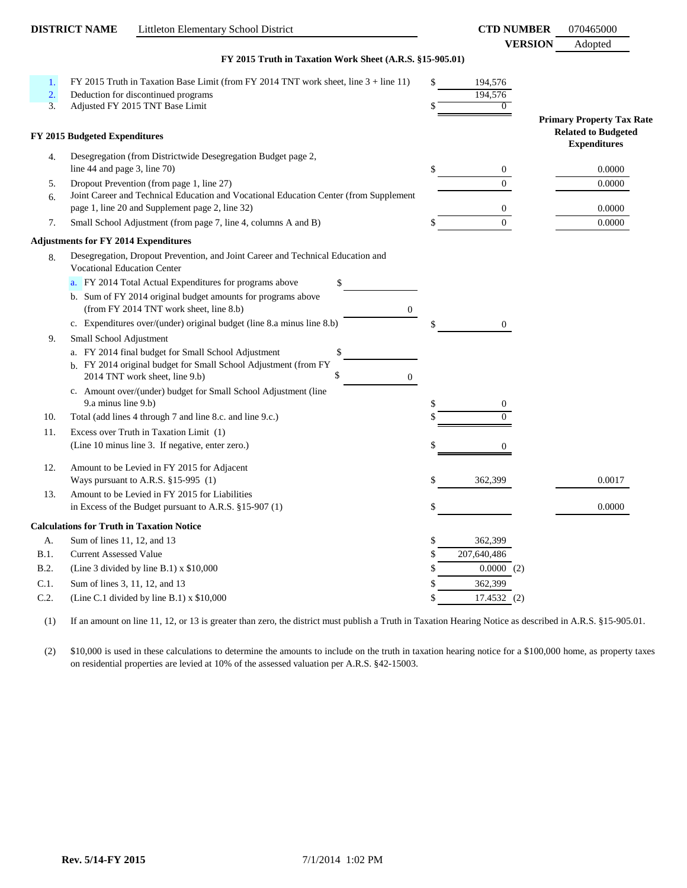**DISTRICT NAME** Littleton Elementary School District **CTD NUMBER** 070465000
**VERSION** Adopted

### FY 2015 Truth in Taxation Work Sheet (A.R.S. §15-905.01)

| | | | | |
|---|---|---|---|---|
| 1. | FY 2015 Truth in Taxation Base Limit (from FY 2014 TNT work sheet, line 3 + line 11) | | $ 194,576 | |
| 2. | Deduction for discontinued programs | | 194,576 | |
| 3. | Adjusted FY 2015 TNT Base Limit | | $ 0 | |
| | **FY 2015 Budgeted Expenditures** | | | **Primary Property Tax Rate Related to Budgeted Expenditures** |
| 4. | Desegregation (from Districtwide Desegregation Budget page 2, line 44 and page 3, line 70) | | $ 0 | 0.0000 |
| 5. | Dropout Prevention (from page 1, line 27) | | 0 | 0.0000 |
| 6. | Joint Career and Technical Education and Vocational Education Center (from Supplement page 1, line 20 and Supplement page 2, line 32) | | 0 | 0.0000 |
| 7. | Small School Adjustment (from page 7, line 4, columns A and B) | | $ 0 | 0.0000 |
| | **Adjustments for FY 2014 Expenditures** | | | |
| 8. | Desegregation, Dropout Prevention, and Joint Career and Technical Education and Vocational Education Center | | | |
| | a. FY 2014 Total Actual Expenditures for programs above | $ | | |
| | b. Sum of FY 2014 original budget amounts for programs above (from FY 2014 TNT work sheet, line 8.b) | 0 | | |
| | c. Expenditures over/(under) original budget (line 8.a minus line 8.b) | | $ 0 | |
| 9. | Small School Adjustment | | | |
| | a. FY 2014 final budget for Small School Adjustment | $ | | |
| | b. FY 2014 original budget for Small School Adjustment (from FY 2014 TNT work sheet, line 9.b) | $ 0 | | |
| | c. Amount over/(under) budget for Small School Adjustment (line 9.a minus line 9.b) | | $ 0 | |
| 10. | Total (add lines 4 through 7 and line 8.c. and line 9.c.) | | $ 0 | |
| 11. | Excess over Truth in Taxation Limit (1) (Line 10 minus line 3. If negative, enter zero.) | | $ 0 | |
| 12. | Amount to be Levied in FY 2015 for Adjacent Ways pursuant to A.R.S. §15-995 (1) | | $ 362,399 | 0.0017 |
| 13. | Amount to be Levied in FY 2015 for Liabilities in Excess of the Budget pursuant to A.R.S. §15-907 (1) | | $ | 0.0000 |
| | **Calculations for Truth in Taxation Notice** | | | |
| A. | Sum of lines 11, 12, and 13 | | $ 362,399 | |
| B.1. | Current Assessed Value | | $ 207,640,486 | |
| B.2. | (Line 3 divided by line B.1) x $10,000 | | $ 0.0000 (2) | |
| C.1. | Sum of lines 3, 11, 12, and 13 | | $ 362,399 | |
| C.2. | (Line C.1 divided by line B.1) x $10,000 | | $ 17.4532 (2) | |

(1) If an amount on line 11, 12, or 13 is greater than zero, the district must publish a Truth in Taxation Hearing Notice as described in A.R.S. §15-905.01.

(2) $10,000 is used in these calculations to determine the amounts to include on the truth in taxation hearing notice for a $100,000 home, as property taxes on residential properties are levied at 10% of the assessed valuation per A.R.S. §42-15003.

**Rev. 5/14-FY 2015** 7/1/2014 1:02 PM